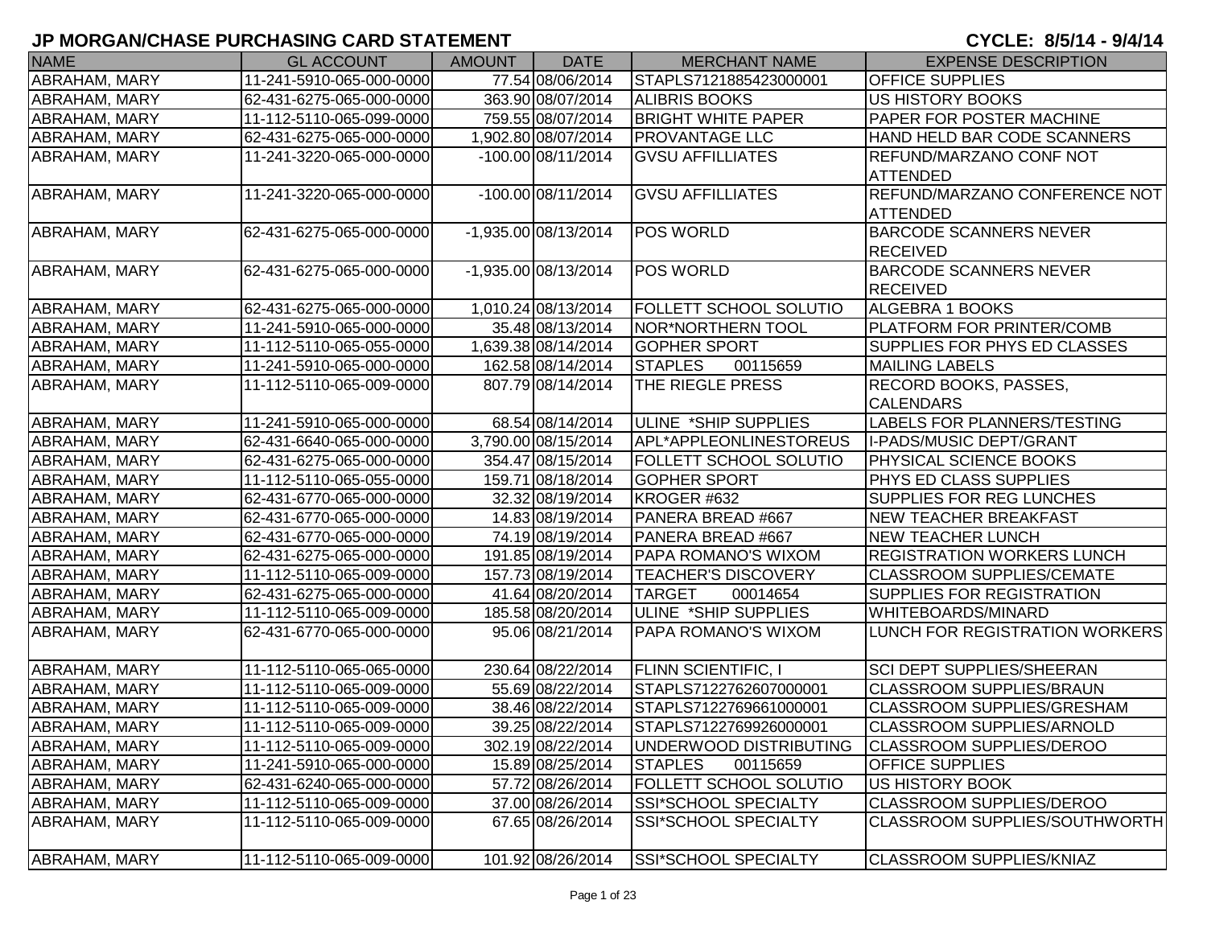# JP MORGAN/CHASE PURCHASING CARD STATEMENT

**CYCLE: 8/5/14 - 9/4/14**

| NAME | GL ACCOUNT | AMOUNT | DATE | MERCHANT NAME | EXPENSE DESCRIPTION |
|---|---|---|---|---|---|
| ABRAHAM, MARY | 11-241-5910-065-000-0000 | 77.54 | 08/06/2014 | STAPLS7121885423000001 | OFFICE SUPPLIES |
| ABRAHAM, MARY | 62-431-6275-065-000-0000 | 363.90 | 08/07/2014 | ALIBRIS BOOKS | US HISTORY BOOKS |
| ABRAHAM, MARY | 11-112-5110-065-099-0000 | 759.55 | 08/07/2014 | BRIGHT WHITE PAPER | PAPER FOR POSTER MACHINE |
| ABRAHAM, MARY | 62-431-6275-065-000-0000 | 1,902.80 | 08/07/2014 | PROVANTAGE LLC | HAND HELD BAR CODE SCANNERS |
| ABRAHAM, MARY | 11-241-3220-065-000-0000 | -100.00 | 08/11/2014 | GVSU AFFILLIATES | REFUND/MARZANO CONF NOT ATTENDED |
| ABRAHAM, MARY | 11-241-3220-065-000-0000 | -100.00 | 08/11/2014 | GVSU AFFILLIATES | REFUND/MARZANO CONFERENCE NOT ATTENDED |
| ABRAHAM, MARY | 62-431-6275-065-000-0000 | -1,935.00 | 08/13/2014 | POS WORLD | BARCODE SCANNERS NEVER RECEIVED |
| ABRAHAM, MARY | 62-431-6275-065-000-0000 | -1,935.00 | 08/13/2014 | POS WORLD | BARCODE SCANNERS NEVER RECEIVED |
| ABRAHAM, MARY | 62-431-6275-065-000-0000 | 1,010.24 | 08/13/2014 | FOLLETT SCHOOL SOLUTIO | ALGEBRA 1 BOOKS |
| ABRAHAM, MARY | 11-241-5910-065-000-0000 | 35.48 | 08/13/2014 | NOR*NORTHERN TOOL | PLATFORM FOR PRINTER/COMB |
| ABRAHAM, MARY | 11-112-5110-065-055-0000 | 1,639.38 | 08/14/2014 | GOPHER SPORT | SUPPLIES FOR PHYS ED CLASSES |
| ABRAHAM, MARY | 11-241-5910-065-000-0000 | 162.58 | 08/14/2014 | STAPLES 00115659 | MAILING LABELS |
| ABRAHAM, MARY | 11-112-5110-065-009-0000 | 807.79 | 08/14/2014 | THE RIEGLE PRESS | RECORD BOOKS, PASSES, CALENDARS |
| ABRAHAM, MARY | 11-241-5910-065-000-0000 | 68.54 | 08/14/2014 | ULINE *SHIP SUPPLIES | LABELS FOR PLANNERS/TESTING |
| ABRAHAM, MARY | 62-431-6640-065-000-0000 | 3,790.00 | 08/15/2014 | APL*APPLEONLINESTOREUS | I-PADS/MUSIC DEPT/GRANT |
| ABRAHAM, MARY | 62-431-6275-065-000-0000 | 354.47 | 08/15/2014 | FOLLETT SCHOOL SOLUTIO | PHYSICAL SCIENCE BOOKS |
| ABRAHAM, MARY | 11-112-5110-065-055-0000 | 159.71 | 08/18/2014 | GOPHER SPORT | PHYS ED CLASS SUPPLIES |
| ABRAHAM, MARY | 62-431-6770-065-000-0000 | 32.32 | 08/19/2014 | KROGER #632 | SUPPLIES FOR REG LUNCHES |
| ABRAHAM, MARY | 62-431-6770-065-000-0000 | 14.83 | 08/19/2014 | PANERA BREAD #667 | NEW TEACHER BREAKFAST |
| ABRAHAM, MARY | 62-431-6770-065-000-0000 | 74.19 | 08/19/2014 | PANERA BREAD #667 | NEW TEACHER LUNCH |
| ABRAHAM, MARY | 62-431-6275-065-000-0000 | 191.85 | 08/19/2014 | PAPA ROMANO'S WIXOM | REGISTRATION WORKERS LUNCH |
| ABRAHAM, MARY | 11-112-5110-065-009-0000 | 157.73 | 08/19/2014 | TEACHER'S DISCOVERY | CLASSROOM SUPPLIES/CEMATE |
| ABRAHAM, MARY | 62-431-6275-065-000-0000 | 41.64 | 08/20/2014 | TARGET 00014654 | SUPPLIES FOR REGISTRATION |
| ABRAHAM, MARY | 11-112-5110-065-009-0000 | 185.58 | 08/20/2014 | ULINE *SHIP SUPPLIES | WHITEBOARDS/MINARD |
| ABRAHAM, MARY | 62-431-6770-065-000-0000 | 95.06 | 08/21/2014 | PAPA ROMANO'S WIXOM | LUNCH FOR REGISTRATION WORKERS |
| ABRAHAM, MARY | 11-112-5110-065-065-0000 | 230.64 | 08/22/2014 | FLINN SCIENTIFIC, I | SCI DEPT SUPPLIES/SHEERAN |
| ABRAHAM, MARY | 11-112-5110-065-009-0000 | 55.69 | 08/22/2014 | STAPLS7122762607000001 | CLASSROOM SUPPLIES/BRAUN |
| ABRAHAM, MARY | 11-112-5110-065-009-0000 | 38.46 | 08/22/2014 | STAPLS7122769661000001 | CLASSROOM SUPPLIES/GRESHAM |
| ABRAHAM, MARY | 11-112-5110-065-009-0000 | 39.25 | 08/22/2014 | STAPLS7122769926000001 | CLASSROOM SUPPLIES/ARNOLD |
| ABRAHAM, MARY | 11-112-5110-065-009-0000 | 302.19 | 08/22/2014 | UNDERWOOD DISTRIBUTING | CLASSROOM SUPPLIES/DEROO |
| ABRAHAM, MARY | 11-241-5910-065-000-0000 | 15.89 | 08/25/2014 | STAPLES 00115659 | OFFICE SUPPLIES |
| ABRAHAM, MARY | 62-431-6240-065-000-0000 | 57.72 | 08/26/2014 | FOLLETT SCHOOL SOLUTIO | US HISTORY BOOK |
| ABRAHAM, MARY | 11-112-5110-065-009-0000 | 37.00 | 08/26/2014 | SSI*SCHOOL SPECIALTY | CLASSROOM SUPPLIES/DEROO |
| ABRAHAM, MARY | 11-112-5110-065-009-0000 | 67.65 | 08/26/2014 | SSI*SCHOOL SPECIALTY | CLASSROOM SUPPLIES/SOUTHWORTH |
| ABRAHAM, MARY | 11-112-5110-065-009-0000 | 101.92 | 08/26/2014 | SSI*SCHOOL SPECIALTY | CLASSROOM SUPPLIES/KNIAZ |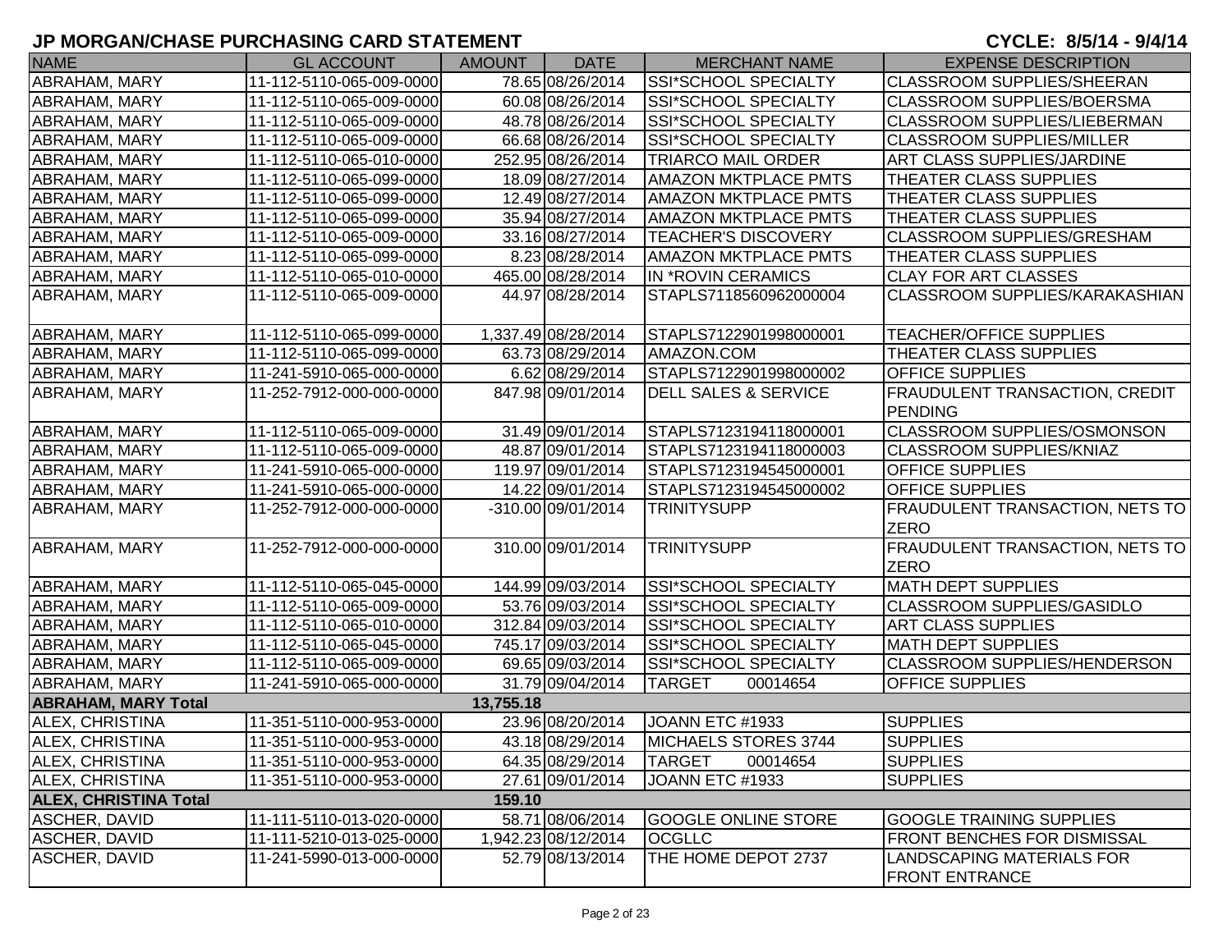# JP MORGAN/CHASE PURCHASING CARD STATEMENT

CYCLE: 8/5/14 - 9/4/14

| NAME | GL ACCOUNT | AMOUNT | DATE | MERCHANT NAME | EXPENSE DESCRIPTION |
|---|---|---|---|---|---|
| ABRAHAM, MARY | 11-112-5110-065-009-0000 | 78.65 | 08/26/2014 | SSI*SCHOOL SPECIALTY | CLASSROOM SUPPLIES/SHEERAN |
| ABRAHAM, MARY | 11-112-5110-065-009-0000 | 60.08 | 08/26/2014 | SSI*SCHOOL SPECIALTY | CLASSROOM SUPPLIES/BOERSMA |
| ABRAHAM, MARY | 11-112-5110-065-009-0000 | 48.78 | 08/26/2014 | SSI*SCHOOL SPECIALTY | CLASSROOM SUPPLIES/LIEBERMAN |
| ABRAHAM, MARY | 11-112-5110-065-009-0000 | 66.68 | 08/26/2014 | SSI*SCHOOL SPECIALTY | CLASSROOM SUPPLIES/MILLER |
| ABRAHAM, MARY | 11-112-5110-065-010-0000 | 252.95 | 08/26/2014 | TRIARCO MAIL ORDER | ART CLASS SUPPLIES/JARDINE |
| ABRAHAM, MARY | 11-112-5110-065-099-0000 | 18.09 | 08/27/2014 | AMAZON MKTPLACE PMTS | THEATER CLASS SUPPLIES |
| ABRAHAM, MARY | 11-112-5110-065-099-0000 | 12.49 | 08/27/2014 | AMAZON MKTPLACE PMTS | THEATER CLASS SUPPLIES |
| ABRAHAM, MARY | 11-112-5110-065-099-0000 | 35.94 | 08/27/2014 | AMAZON MKTPLACE PMTS | THEATER CLASS SUPPLIES |
| ABRAHAM, MARY | 11-112-5110-065-009-0000 | 33.16 | 08/27/2014 | TEACHER'S DISCOVERY | CLASSROOM SUPPLIES/GRESHAM |
| ABRAHAM, MARY | 11-112-5110-065-099-0000 | 8.23 | 08/28/2014 | AMAZON MKTPLACE PMTS | THEATER CLASS SUPPLIES |
| ABRAHAM, MARY | 11-112-5110-065-010-0000 | 465.00 | 08/28/2014 | IN *ROVIN CERAMICS | CLAY FOR ART CLASSES |
| ABRAHAM, MARY | 11-112-5110-065-009-0000 | 44.97 | 08/28/2014 | STAPLS7118560962000004 | CLASSROOM SUPPLIES/KARAKASHIAN |
| ABRAHAM, MARY | 11-112-5110-065-099-0000 | 1,337.49 | 08/28/2014 | STAPLS7122901998000001 | TEACHER/OFFICE SUPPLIES |
| ABRAHAM, MARY | 11-112-5110-065-099-0000 | 63.73 | 08/29/2014 | AMAZON.COM | THEATER CLASS SUPPLIES |
| ABRAHAM, MARY | 11-241-5910-065-000-0000 | 6.62 | 08/29/2014 | STAPLS7122901998000002 | OFFICE SUPPLIES |
| ABRAHAM, MARY | 11-252-7912-000-000-0000 | 847.98 | 09/01/2014 | DELL SALES & SERVICE | FRAUDULENT TRANSACTION, CREDIT PENDING |
| ABRAHAM, MARY | 11-112-5110-065-009-0000 | 31.49 | 09/01/2014 | STAPLS7123194118000001 | CLASSROOM SUPPLIES/OSMONSON |
| ABRAHAM, MARY | 11-112-5110-065-009-0000 | 48.87 | 09/01/2014 | STAPLS7123194118000003 | CLASSROOM SUPPLIES/KNIAZ |
| ABRAHAM, MARY | 11-241-5910-065-000-0000 | 119.97 | 09/01/2014 | STAPLS7123194545000001 | OFFICE SUPPLIES |
| ABRAHAM, MARY | 11-241-5910-065-000-0000 | 14.22 | 09/01/2014 | STAPLS7123194545000002 | OFFICE SUPPLIES |
| ABRAHAM, MARY | 11-252-7912-000-000-0000 | -310.00 | 09/01/2014 | TRINITYSUPP | FRAUDULENT TRANSACTION, NETS TO ZERO |
| ABRAHAM, MARY | 11-252-7912-000-000-0000 | 310.00 | 09/01/2014 | TRINITYSUPP | FRAUDULENT TRANSACTION, NETS TO ZERO |
| ABRAHAM, MARY | 11-112-5110-065-045-0000 | 144.99 | 09/03/2014 | SSI*SCHOOL SPECIALTY | MATH DEPT SUPPLIES |
| ABRAHAM, MARY | 11-112-5110-065-009-0000 | 53.76 | 09/03/2014 | SSI*SCHOOL SPECIALTY | CLASSROOM SUPPLIES/GASIDLO |
| ABRAHAM, MARY | 11-112-5110-065-010-0000 | 312.84 | 09/03/2014 | SSI*SCHOOL SPECIALTY | ART CLASS SUPPLIES |
| ABRAHAM, MARY | 11-112-5110-065-045-0000 | 745.17 | 09/03/2014 | SSI*SCHOOL SPECIALTY | MATH DEPT SUPPLIES |
| ABRAHAM, MARY | 11-112-5110-065-009-0000 | 69.65 | 09/03/2014 | SSI*SCHOOL SPECIALTY | CLASSROOM SUPPLIES/HENDERSON |
| ABRAHAM, MARY | 11-241-5910-065-000-0000 | 31.79 | 09/04/2014 | TARGET 00014654 | OFFICE SUPPLIES |
| **ABRAHAM, MARY Total** | | **13,755.18** | | | |
| ALEX, CHRISTINA | 11-351-5110-000-953-0000 | 23.96 | 08/20/2014 | JOANN ETC #1933 | SUPPLIES |
| ALEX, CHRISTINA | 11-351-5110-000-953-0000 | 43.18 | 08/29/2014 | MICHAELS STORES 3744 | SUPPLIES |
| ALEX, CHRISTINA | 11-351-5110-000-953-0000 | 64.35 | 08/29/2014 | TARGET 00014654 | SUPPLIES |
| ALEX, CHRISTINA | 11-351-5110-000-953-0000 | 27.61 | 09/01/2014 | JOANN ETC #1933 | SUPPLIES |
| **ALEX, CHRISTINA Total** | | **159.10** | | | |
| ASCHER, DAVID | 11-111-5110-013-020-0000 | 58.71 | 08/06/2014 | GOOGLE ONLINE STORE | GOOGLE TRAINING SUPPLIES |
| ASCHER, DAVID | 11-111-5210-013-025-0000 | 1,942.23 | 08/12/2014 | OCGLLC | FRONT BENCHES FOR DISMISSAL |
| ASCHER, DAVID | 11-241-5990-013-000-0000 | 52.79 | 08/13/2014 | THE HOME DEPOT 2737 | LANDSCAPING MATERIALS FOR FRONT ENTRANCE |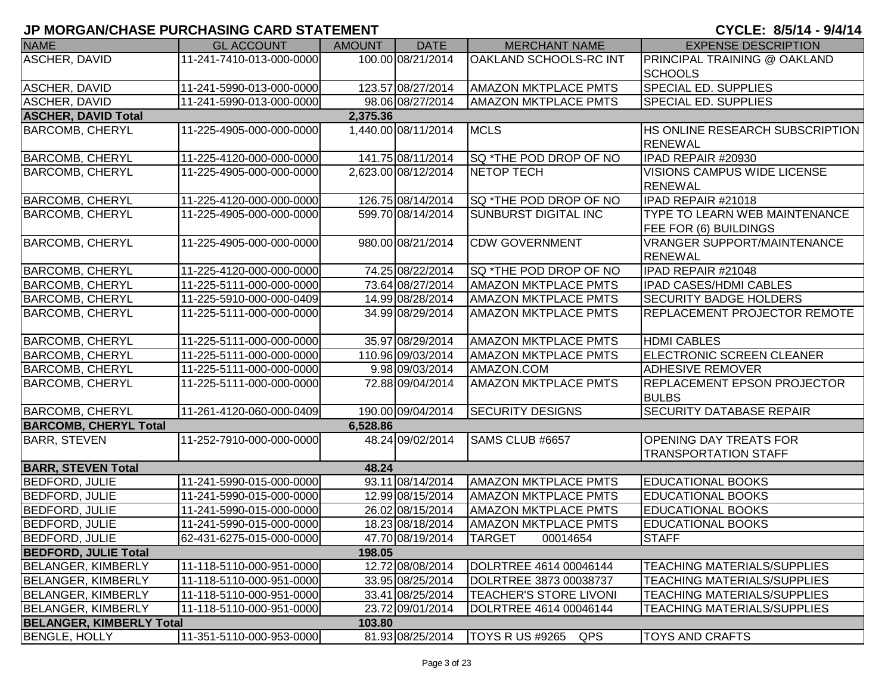# JP MORGAN/CHASE PURCHASING CARD STATEMENT

**CYCLE: 8/5/14 - 9/4/14**

| NAME | GL ACCOUNT | AMOUNT | DATE | MERCHANT NAME | EXPENSE DESCRIPTION |
|---|---|---|---|---|---|
| ASCHER, DAVID | 11-241-7410-013-000-0000 | 100.00 | 08/21/2014 | OAKLAND SCHOOLS-RC INT | PRINCIPAL TRAINING @ OAKLAND SCHOOLS |
| ASCHER, DAVID | 11-241-5990-013-000-0000 | 123.57 | 08/27/2014 | AMAZON MKTPLACE PMTS | SPECIAL ED. SUPPLIES |
| ASCHER, DAVID | 11-241-5990-013-000-0000 | 98.06 | 08/27/2014 | AMAZON MKTPLACE PMTS | SPECIAL ED. SUPPLIES |
| **ASCHER, DAVID Total** | | **2,375.36** | | | |
| BARCOMB, CHERYL | 11-225-4905-000-000-0000 | 1,440.00 | 08/11/2014 | MCLS | HS ONLINE RESEARCH SUBSCRIPTION RENEWAL |
| BARCOMB, CHERYL | 11-225-4120-000-000-0000 | 141.75 | 08/11/2014 | SQ *THE POD DROP OF NO | IPAD REPAIR #20930 |
| BARCOMB, CHERYL | 11-225-4905-000-000-0000 | 2,623.00 | 08/12/2014 | NETOP TECH | VISIONS CAMPUS WIDE LICENSE RENEWAL |
| BARCOMB, CHERYL | 11-225-4120-000-000-0000 | 126.75 | 08/14/2014 | SQ *THE POD DROP OF NO | IPAD REPAIR #21018 |
| BARCOMB, CHERYL | 11-225-4905-000-000-0000 | 599.70 | 08/14/2014 | SUNBURST DIGITAL INC | TYPE TO LEARN WEB MAINTENANCE FEE FOR (6) BUILDINGS |
| BARCOMB, CHERYL | 11-225-4905-000-000-0000 | 980.00 | 08/21/2014 | CDW GOVERNMENT | VRANGER SUPPORT/MAINTENANCE RENEWAL |
| BARCOMB, CHERYL | 11-225-4120-000-000-0000 | 74.25 | 08/22/2014 | SQ *THE POD DROP OF NO | IPAD REPAIR #21048 |
| BARCOMB, CHERYL | 11-225-5111-000-000-0000 | 73.64 | 08/27/2014 | AMAZON MKTPLACE PMTS | IPAD CASES/HDMI CABLES |
| BARCOMB, CHERYL | 11-225-5910-000-000-0409 | 14.99 | 08/28/2014 | AMAZON MKTPLACE PMTS | SECURITY BADGE HOLDERS |
| BARCOMB, CHERYL | 11-225-5111-000-000-0000 | 34.99 | 08/29/2014 | AMAZON MKTPLACE PMTS | REPLACEMENT PROJECTOR REMOTE |
| BARCOMB, CHERYL | 11-225-5111-000-000-0000 | 35.97 | 08/29/2014 | AMAZON MKTPLACE PMTS | HDMI CABLES |
| BARCOMB, CHERYL | 11-225-5111-000-000-0000 | 110.96 | 09/03/2014 | AMAZON MKTPLACE PMTS | ELECTRONIC SCREEN CLEANER |
| BARCOMB, CHERYL | 11-225-5111-000-000-0000 | 9.98 | 09/03/2014 | AMAZON.COM | ADHESIVE REMOVER |
| BARCOMB, CHERYL | 11-225-5111-000-000-0000 | 72.88 | 09/04/2014 | AMAZON MKTPLACE PMTS | REPLACEMENT EPSON PROJECTOR BULBS |
| BARCOMB, CHERYL | 11-261-4120-060-000-0409 | 190.00 | 09/04/2014 | SECURITY DESIGNS | SECURITY DATABASE REPAIR |
| **BARCOMB, CHERYL Total** | | **6,528.86** | | | |
| BARR, STEVEN | 11-252-7910-000-000-0000 | 48.24 | 09/02/2014 | SAMS CLUB #6657 | OPENING DAY TREATS FOR TRANSPORTATION STAFF |
| **BARR, STEVEN Total** | | **48.24** | | | |
| BEDFORD, JULIE | 11-241-5990-015-000-0000 | 93.11 | 08/14/2014 | AMAZON MKTPLACE PMTS | EDUCATIONAL BOOKS |
| BEDFORD, JULIE | 11-241-5990-015-000-0000 | 12.99 | 08/15/2014 | AMAZON MKTPLACE PMTS | EDUCATIONAL BOOKS |
| BEDFORD, JULIE | 11-241-5990-015-000-0000 | 26.02 | 08/15/2014 | AMAZON MKTPLACE PMTS | EDUCATIONAL BOOKS |
| BEDFORD, JULIE | 11-241-5990-015-000-0000 | 18.23 | 08/18/2014 | AMAZON MKTPLACE PMTS | EDUCATIONAL BOOKS |
| BEDFORD, JULIE | 62-431-6275-015-000-0000 | 47.70 | 08/19/2014 | TARGET 00014654 | STAFF |
| **BEDFORD, JULIE Total** | | **198.05** | | | |
| BELANGER, KIMBERLY | 11-118-5110-000-951-0000 | 12.72 | 08/08/2014 | DOLRTREE 4614 00046144 | TEACHING MATERIALS/SUPPLIES |
| BELANGER, KIMBERLY | 11-118-5110-000-951-0000 | 33.95 | 08/25/2014 | DOLRTREE 3873 00038737 | TEACHING MATERIALS/SUPPLIES |
| BELANGER, KIMBERLY | 11-118-5110-000-951-0000 | 33.41 | 08/25/2014 | TEACHER'S STORE LIVONI | TEACHING MATERIALS/SUPPLIES |
| BELANGER, KIMBERLY | 11-118-5110-000-951-0000 | 23.72 | 09/01/2014 | DOLRTREE 4614 00046144 | TEACHING MATERIALS/SUPPLIES |
| **BELANGER, KIMBERLY Total** | | **103.80** | | | |
| BENGLE, HOLLY | 11-351-5110-000-953-0000 | 81.93 | 08/25/2014 | TOYS R US #9265 QPS | TOYS AND CRAFTS |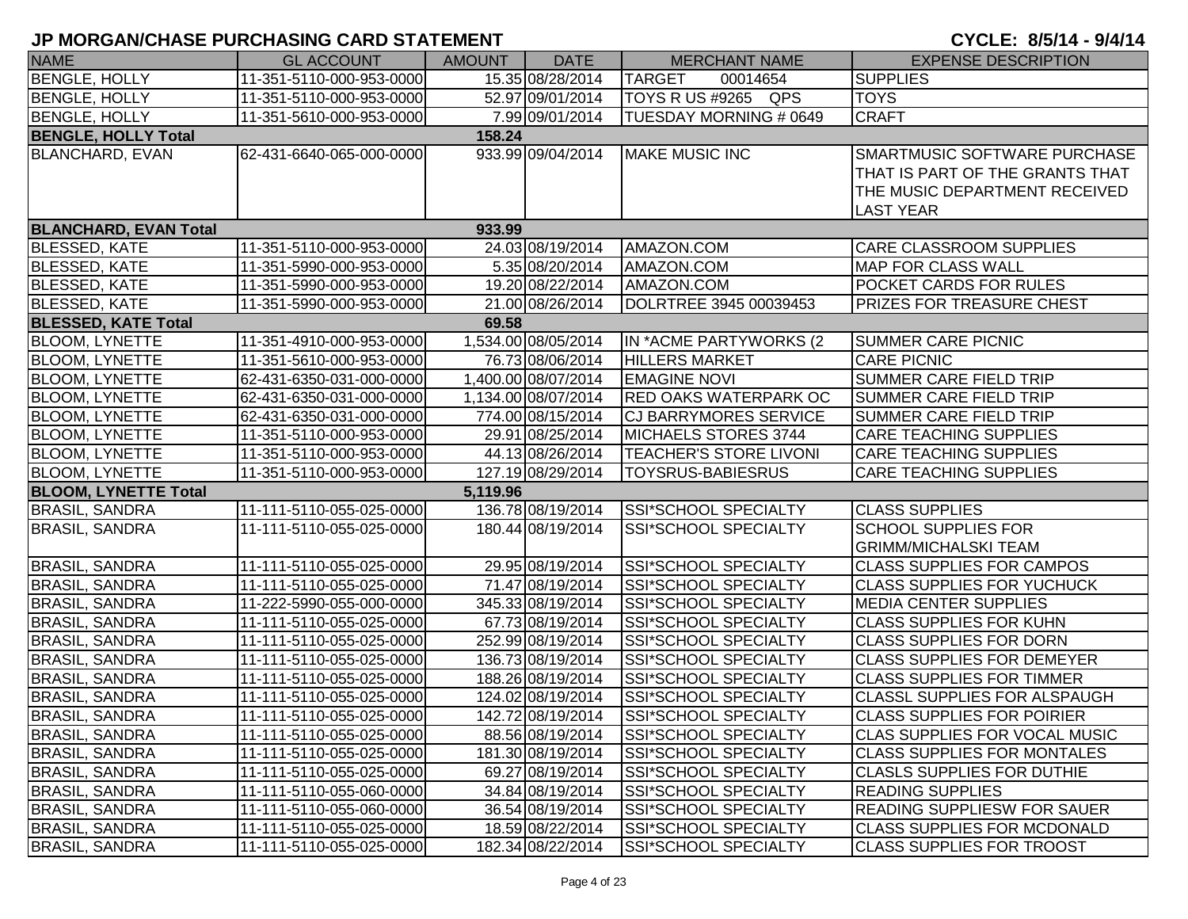# JP MORGAN/CHASE PURCHASING CARD STATEMENT

**CYCLE: 8/5/14 - 9/4/14**

| NAME | GL ACCOUNT | AMOUNT | DATE | MERCHANT NAME | EXPENSE DESCRIPTION |
|---|---|---|---|---|---|
| BENGLE, HOLLY | 11-351-5110-000-953-0000 | 15.35 | 08/28/2014 | TARGET 00014654 | SUPPLIES |
| BENGLE, HOLLY | 11-351-5110-000-953-0000 | 52.97 | 09/01/2014 | TOYS R US #9265 QPS | TOYS |
| BENGLE, HOLLY | 11-351-5610-000-953-0000 | 7.99 | 09/01/2014 | TUESDAY MORNING # 0649 | CRAFT |
| **BENGLE, HOLLY Total** | | **158.24** | | | |
| BLANCHARD, EVAN | 62-431-6640-065-000-0000 | 933.99 | 09/04/2014 | MAKE MUSIC INC | SMARTMUSIC SOFTWARE PURCHASE THAT IS PART OF THE GRANTS THAT THE MUSIC DEPARTMENT RECEIVED LAST YEAR |
| **BLANCHARD, EVAN Total** | | **933.99** | | | |
| BLESSED, KATE | 11-351-5110-000-953-0000 | 24.03 | 08/19/2014 | AMAZON.COM | CARE CLASSROOM SUPPLIES |
| BLESSED, KATE | 11-351-5990-000-953-0000 | 5.35 | 08/20/2014 | AMAZON.COM | MAP FOR CLASS WALL |
| BLESSED, KATE | 11-351-5990-000-953-0000 | 19.20 | 08/22/2014 | AMAZON.COM | POCKET CARDS FOR RULES |
| BLESSED, KATE | 11-351-5990-000-953-0000 | 21.00 | 08/26/2014 | DOLRTREE 3945 00039453 | PRIZES FOR TREASURE CHEST |
| **BLESSED, KATE Total** | | **69.58** | | | |
| BLOOM, LYNETTE | 11-351-4910-000-953-0000 | 1,534.00 | 08/05/2014 | IN *ACME PARTYWORKS (2 | SUMMER CARE PICNIC |
| BLOOM, LYNETTE | 11-351-5610-000-953-0000 | 76.73 | 08/06/2014 | HILLERS MARKET | CARE PICNIC |
| BLOOM, LYNETTE | 62-431-6350-031-000-0000 | 1,400.00 | 08/07/2014 | EMAGINE NOVI | SUMMER CARE FIELD TRIP |
| BLOOM, LYNETTE | 62-431-6350-031-000-0000 | 1,134.00 | 08/07/2014 | RED OAKS WATERPARK OC | SUMMER CARE FIELD TRIP |
| BLOOM, LYNETTE | 62-431-6350-031-000-0000 | 774.00 | 08/15/2014 | CJ BARRYMORES SERVICE | SUMMER CARE FIELD TRIP |
| BLOOM, LYNETTE | 11-351-5110-000-953-0000 | 29.91 | 08/25/2014 | MICHAELS STORES 3744 | CARE TEACHING SUPPLIES |
| BLOOM, LYNETTE | 11-351-5110-000-953-0000 | 44.13 | 08/26/2014 | TEACHER'S STORE LIVONI | CARE TEACHING SUPPLIES |
| BLOOM, LYNETTE | 11-351-5110-000-953-0000 | 127.19 | 08/29/2014 | TOYSRUS-BABIESRUS | CARE TEACHING SUPPLIES |
| **BLOOM, LYNETTE Total** | | **5,119.96** | | | |
| BRASIL, SANDRA | 11-111-5110-055-025-0000 | 136.78 | 08/19/2014 | SSI*SCHOOL SPECIALTY | CLASS SUPPLIES |
| BRASIL, SANDRA | 11-111-5110-055-025-0000 | 180.44 | 08/19/2014 | SSI*SCHOOL SPECIALTY | SCHOOL SUPPLIES FOR GRIMM/MICHALSKI TEAM |
| BRASIL, SANDRA | 11-111-5110-055-025-0000 | 29.95 | 08/19/2014 | SSI*SCHOOL SPECIALTY | CLASS SUPPLIES FOR CAMPOS |
| BRASIL, SANDRA | 11-111-5110-055-025-0000 | 71.47 | 08/19/2014 | SSI*SCHOOL SPECIALTY | CLASS SUPPLIES FOR YUCHUCK |
| BRASIL, SANDRA | 11-222-5990-055-000-0000 | 345.33 | 08/19/2014 | SSI*SCHOOL SPECIALTY | MEDIA CENTER SUPPLIES |
| BRASIL, SANDRA | 11-111-5110-055-025-0000 | 67.73 | 08/19/2014 | SSI*SCHOOL SPECIALTY | CLASS SUPPLIES FOR KUHN |
| BRASIL, SANDRA | 11-111-5110-055-025-0000 | 252.99 | 08/19/2014 | SSI*SCHOOL SPECIALTY | CLASS SUPPLIES FOR DORN |
| BRASIL, SANDRA | 11-111-5110-055-025-0000 | 136.73 | 08/19/2014 | SSI*SCHOOL SPECIALTY | CLASS SUPPLIES FOR DEMEYER |
| BRASIL, SANDRA | 11-111-5110-055-025-0000 | 188.26 | 08/19/2014 | SSI*SCHOOL SPECIALTY | CLASS SUPPLIES FOR TIMMER |
| BRASIL, SANDRA | 11-111-5110-055-025-0000 | 124.02 | 08/19/2014 | SSI*SCHOOL SPECIALTY | CLASSL SUPPLIES FOR ALSPAUGH |
| BRASIL, SANDRA | 11-111-5110-055-025-0000 | 142.72 | 08/19/2014 | SSI*SCHOOL SPECIALTY | CLASS SUPPLIES FOR POIRIER |
| BRASIL, SANDRA | 11-111-5110-055-025-0000 | 88.56 | 08/19/2014 | SSI*SCHOOL SPECIALTY | CLAS SUPPLIES FOR VOCAL MUSIC |
| BRASIL, SANDRA | 11-111-5110-055-025-0000 | 181.30 | 08/19/2014 | SSI*SCHOOL SPECIALTY | CLASS SUPPLIES FOR MONTALES |
| BRASIL, SANDRA | 11-111-5110-055-025-0000 | 69.27 | 08/19/2014 | SSI*SCHOOL SPECIALTY | CLASLS SUPPLIES FOR DUTHIE |
| BRASIL, SANDRA | 11-111-5110-055-060-0000 | 34.84 | 08/19/2014 | SSI*SCHOOL SPECIALTY | READING SUPPLIES |
| BRASIL, SANDRA | 11-111-5110-055-060-0000 | 36.54 | 08/19/2014 | SSI*SCHOOL SPECIALTY | READING SUPPLIESW FOR SAUER |
| BRASIL, SANDRA | 11-111-5110-055-025-0000 | 18.59 | 08/22/2014 | SSI*SCHOOL SPECIALTY | CLASS SUPPLIES FOR MCDONALD |
| BRASIL, SANDRA | 11-111-5110-055-025-0000 | 182.34 | 08/22/2014 | SSI*SCHOOL SPECIALTY | CLASS SUPPLIES FOR TROOST |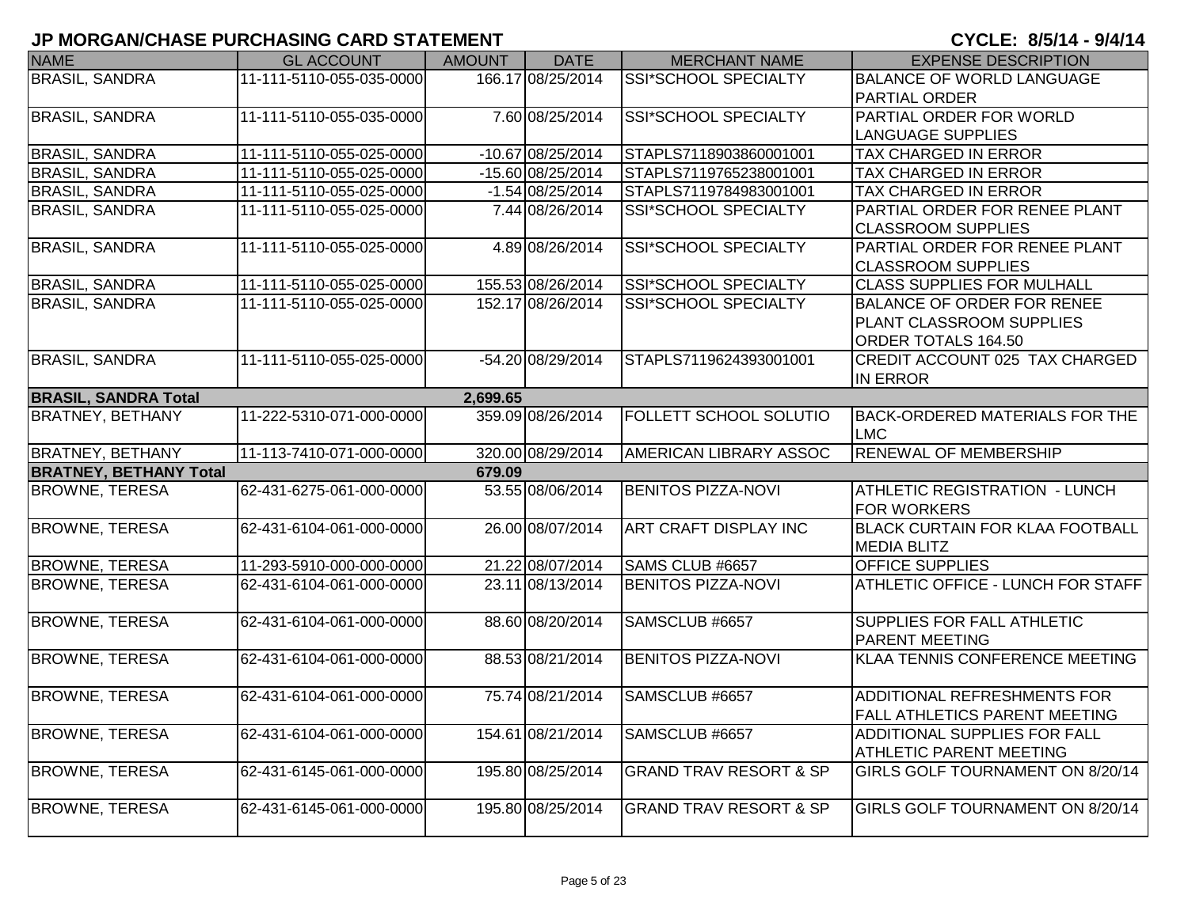# JP MORGAN/CHASE PURCHASING CARD STATEMENT

**CYCLE: 8/5/14 - 9/4/14**

| NAME | GL ACCOUNT | AMOUNT | DATE | MERCHANT NAME | EXPENSE DESCRIPTION |
|---|---|---|---|---|---|
| BRASIL, SANDRA | 11-111-5110-055-035-0000 | 166.17 | 08/25/2014 | SSI*SCHOOL SPECIALTY | BALANCE OF WORLD LANGUAGE PARTIAL ORDER |
| BRASIL, SANDRA | 11-111-5110-055-035-0000 | 7.60 | 08/25/2014 | SSI*SCHOOL SPECIALTY | PARTIAL ORDER FOR WORLD LANGUAGE SUPPLIES |
| BRASIL, SANDRA | 11-111-5110-055-025-0000 | -10.67 | 08/25/2014 | STAPLS7118903860001001 | TAX CHARGED IN ERROR |
| BRASIL, SANDRA | 11-111-5110-055-025-0000 | -15.60 | 08/25/2014 | STAPLS7119765238001001 | TAX CHARGED IN ERROR |
| BRASIL, SANDRA | 11-111-5110-055-025-0000 | -1.54 | 08/25/2014 | STAPLS7119784983001001 | TAX CHARGED IN ERROR |
| BRASIL, SANDRA | 11-111-5110-055-025-0000 | 7.44 | 08/26/2014 | SSI*SCHOOL SPECIALTY | PARTIAL ORDER FOR RENEE PLANT CLASSROOM SUPPLIES |
| BRASIL, SANDRA | 11-111-5110-055-025-0000 | 4.89 | 08/26/2014 | SSI*SCHOOL SPECIALTY | PARTIAL ORDER FOR RENEE PLANT CLASSROOM SUPPLIES |
| BRASIL, SANDRA | 11-111-5110-055-025-0000 | 155.53 | 08/26/2014 | SSI*SCHOOL SPECIALTY | CLASS SUPPLIES FOR MULHALL |
| BRASIL, SANDRA | 11-111-5110-055-025-0000 | 152.17 | 08/26/2014 | SSI*SCHOOL SPECIALTY | BALANCE OF ORDER FOR RENEE PLANT CLASSROOM SUPPLIES ORDER TOTALS 164.50 |
| BRASIL, SANDRA | 11-111-5110-055-025-0000 | -54.20 | 08/29/2014 | STAPLS7119624393001001 | CREDIT ACCOUNT 025 TAX CHARGED IN ERROR |
| **BRASIL, SANDRA Total** | | **2,699.65** | | | |
| BRATNEY, BETHANY | 11-222-5310-071-000-0000 | 359.09 | 08/26/2014 | FOLLETT SCHOOL SOLUTIO | BACK-ORDERED MATERIALS FOR THE LMC |
| BRATNEY, BETHANY | 11-113-7410-071-000-0000 | 320.00 | 08/29/2014 | AMERICAN LIBRARY ASSOC | RENEWAL OF MEMBERSHIP |
| **BRATNEY, BETHANY Total** | | **679.09** | | | |
| BROWNE, TERESA | 62-431-6275-061-000-0000 | 53.55 | 08/06/2014 | BENITOS PIZZA-NOVI | ATHLETIC REGISTRATION - LUNCH FOR WORKERS |
| BROWNE, TERESA | 62-431-6104-061-000-0000 | 26.00 | 08/07/2014 | ART CRAFT DISPLAY INC | BLACK CURTAIN FOR KLAA FOOTBALL MEDIA BLITZ |
| BROWNE, TERESA | 11-293-5910-000-000-0000 | 21.22 | 08/07/2014 | SAMS CLUB #6657 | OFFICE SUPPLIES |
| BROWNE, TERESA | 62-431-6104-061-000-0000 | 23.11 | 08/13/2014 | BENITOS PIZZA-NOVI | ATHLETIC OFFICE - LUNCH FOR STAFF |
| BROWNE, TERESA | 62-431-6104-061-000-0000 | 88.60 | 08/20/2014 | SAMSCLUB #6657 | SUPPLIES FOR FALL ATHLETIC PARENT MEETING |
| BROWNE, TERESA | 62-431-6104-061-000-0000 | 88.53 | 08/21/2014 | BENITOS PIZZA-NOVI | KLAA TENNIS CONFERENCE MEETING |
| BROWNE, TERESA | 62-431-6104-061-000-0000 | 75.74 | 08/21/2014 | SAMSCLUB #6657 | ADDITIONAL REFRESHMENTS FOR FALL ATHLETICS PARENT MEETING |
| BROWNE, TERESA | 62-431-6104-061-000-0000 | 154.61 | 08/21/2014 | SAMSCLUB #6657 | ADDITIONAL SUPPLIES FOR FALL ATHLETIC PARENT MEETING |
| BROWNE, TERESA | 62-431-6145-061-000-0000 | 195.80 | 08/25/2014 | GRAND TRAV RESORT & SP | GIRLS GOLF TOURNAMENT ON 8/20/14 |
| BROWNE, TERESA | 62-431-6145-061-000-0000 | 195.80 | 08/25/2014 | GRAND TRAV RESORT & SP | GIRLS GOLF TOURNAMENT ON 8/20/14 |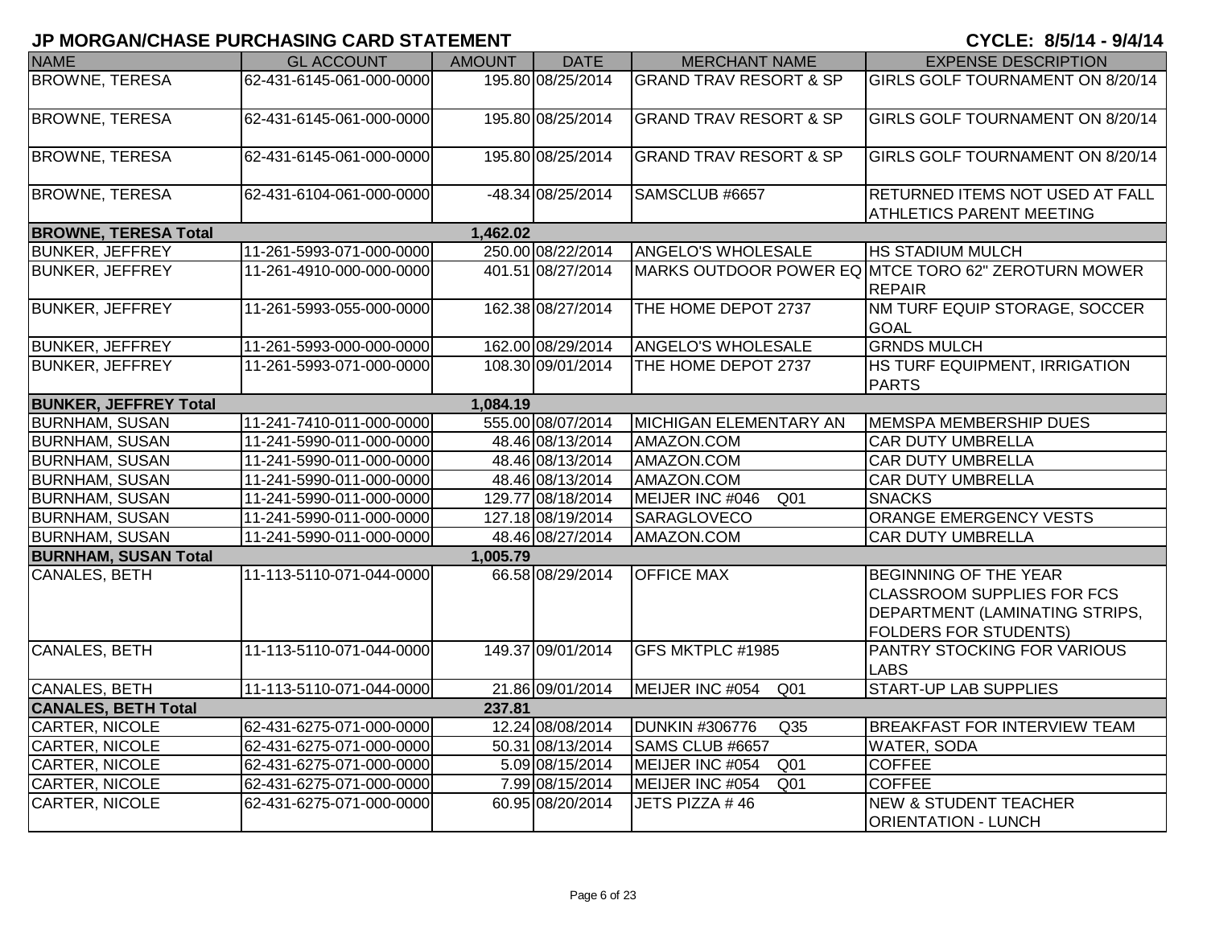## JP MORGAN/CHASE PURCHASING CARD STATEMENT

**CYCLE: 8/5/14 - 9/4/14**

| NAME | GL ACCOUNT | AMOUNT | DATE | MERCHANT NAME | EXPENSE DESCRIPTION |
|---|---|---|---|---|---|
| BROWNE, TERESA | 62-431-6145-061-000-0000 | 195.80 | 08/25/2014 | GRAND TRAV RESORT & SP | GIRLS GOLF TOURNAMENT ON 8/20/14 |
| BROWNE, TERESA | 62-431-6145-061-000-0000 | 195.80 | 08/25/2014 | GRAND TRAV RESORT & SP | GIRLS GOLF TOURNAMENT ON 8/20/14 |
| BROWNE, TERESA | 62-431-6145-061-000-0000 | 195.80 | 08/25/2014 | GRAND TRAV RESORT & SP | GIRLS GOLF TOURNAMENT ON 8/20/14 |
| BROWNE, TERESA | 62-431-6104-061-000-0000 | -48.34 | 08/25/2014 | SAMSCLUB #6657 | RETURNED ITEMS NOT USED AT FALL ATHLETICS PARENT MEETING |
| **BROWNE, TERESA Total** | | **1,462.02** | | | |
| BUNKER, JEFFREY | 11-261-5993-071-000-0000 | 250.00 | 08/22/2014 | ANGELO'S WHOLESALE | HS STADIUM MULCH |
| BUNKER, JEFFREY | 11-261-4910-000-000-0000 | 401.51 | 08/27/2014 | MARKS OUTDOOR POWER EQ | MTCE TORO 62" ZEROTURN MOWER REPAIR |
| BUNKER, JEFFREY | 11-261-5993-055-000-0000 | 162.38 | 08/27/2014 | THE HOME DEPOT 2737 | NM TURF EQUIP STORAGE, SOCCER GOAL |
| BUNKER, JEFFREY | 11-261-5993-000-000-0000 | 162.00 | 08/29/2014 | ANGELO'S WHOLESALE | GRNDS MULCH |
| BUNKER, JEFFREY | 11-261-5993-071-000-0000 | 108.30 | 09/01/2014 | THE HOME DEPOT 2737 | HS TURF EQUIPMENT, IRRIGATION PARTS |
| **BUNKER, JEFFREY Total** | | **1,084.19** | | | |
| BURNHAM, SUSAN | 11-241-7410-011-000-0000 | 555.00 | 08/07/2014 | MICHIGAN ELEMENTARY AN | MEMSPA MEMBERSHIP DUES |
| BURNHAM, SUSAN | 11-241-5990-011-000-0000 | 48.46 | 08/13/2014 | AMAZON.COM | CAR DUTY UMBRELLA |
| BURNHAM, SUSAN | 11-241-5990-011-000-0000 | 48.46 | 08/13/2014 | AMAZON.COM | CAR DUTY UMBRELLA |
| BURNHAM, SUSAN | 11-241-5990-011-000-0000 | 48.46 | 08/13/2014 | AMAZON.COM | CAR DUTY UMBRELLA |
| BURNHAM, SUSAN | 11-241-5990-011-000-0000 | 129.77 | 08/18/2014 | MEIJER INC #046 Q01 | SNACKS |
| BURNHAM, SUSAN | 11-241-5990-011-000-0000 | 127.18 | 08/19/2014 | SARAGLOVECO | ORANGE EMERGENCY VESTS |
| BURNHAM, SUSAN | 11-241-5990-011-000-0000 | 48.46 | 08/27/2014 | AMAZON.COM | CAR DUTY UMBRELLA |
| **BURNHAM, SUSAN Total** | | **1,005.79** | | | |
| CANALES, BETH | 11-113-5110-071-044-0000 | 66.58 | 08/29/2014 | OFFICE MAX | BEGINNING OF THE YEAR CLASSROOM SUPPLIES FOR FCS DEPARTMENT (LAMINATING STRIPS, FOLDERS FOR STUDENTS) |
| CANALES, BETH | 11-113-5110-071-044-0000 | 149.37 | 09/01/2014 | GFS MKTPLC #1985 | PANTRY STOCKING FOR VARIOUS LABS |
| CANALES, BETH | 11-113-5110-071-044-0000 | 21.86 | 09/01/2014 | MEIJER INC #054 Q01 | START-UP LAB SUPPLIES |
| **CANALES, BETH Total** | | **237.81** | | | |
| CARTER, NICOLE | 62-431-6275-071-000-0000 | 12.24 | 08/08/2014 | DUNKIN #306776 Q35 | BREAKFAST FOR INTERVIEW TEAM |
| CARTER, NICOLE | 62-431-6275-071-000-0000 | 50.31 | 08/13/2014 | SAMS CLUB #6657 | WATER, SODA |
| CARTER, NICOLE | 62-431-6275-071-000-0000 | 5.09 | 08/15/2014 | MEIJER INC #054 Q01 | COFFEE |
| CARTER, NICOLE | 62-431-6275-071-000-0000 | 7.99 | 08/15/2014 | MEIJER INC #054 Q01 | COFFEE |
| CARTER, NICOLE | 62-431-6275-071-000-0000 | 60.95 | 08/20/2014 | JETS PIZZA # 46 | NEW & STUDENT TEACHER ORIENTATION - LUNCH |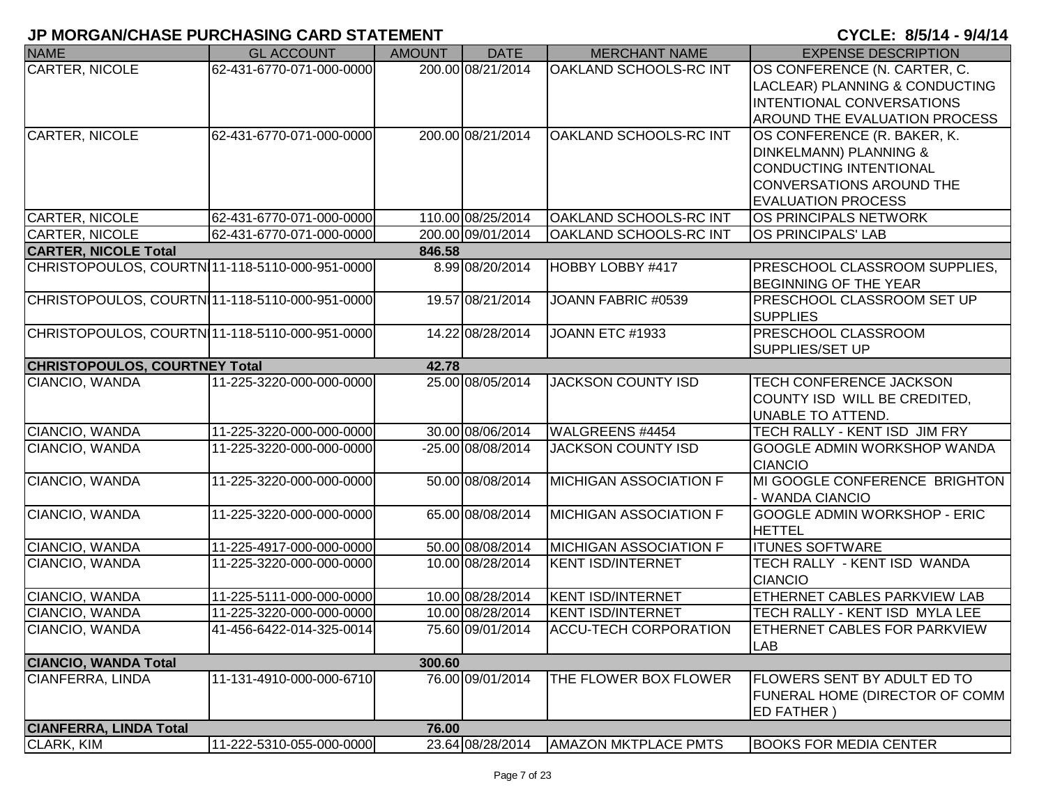## JP MORGAN/CHASE PURCHASING CARD STATEMENT

**CYCLE: 8/5/14 - 9/4/14**

| NAME | GL ACCOUNT | AMOUNT | DATE | MERCHANT NAME | EXPENSE DESCRIPTION |
|---|---|---|---|---|---|
| CARTER, NICOLE | 62-431-6770-071-000-0000 | 200.00 | 08/21/2014 | OAKLAND SCHOOLS-RC INT | OS CONFERENCE (N. CARTER, C. LACLEAR) PLANNING & CONDUCTING INTENTIONAL CONVERSATIONS AROUND THE EVALUATION PROCESS |
| CARTER, NICOLE | 62-431-6770-071-000-0000 | 200.00 | 08/21/2014 | OAKLAND SCHOOLS-RC INT | OS CONFERENCE (R. BAKER, K. DINKELMANN) PLANNING & CONDUCTING INTENTIONAL CONVERSATIONS AROUND THE EVALUATION PROCESS |
| CARTER, NICOLE | 62-431-6770-071-000-0000 | 110.00 | 08/25/2014 | OAKLAND SCHOOLS-RC INT | OS PRINCIPALS NETWORK |
| CARTER, NICOLE | 62-431-6770-071-000-0000 | 200.00 | 09/01/2014 | OAKLAND SCHOOLS-RC INT | OS PRINCIPALS' LAB |
| **CARTER, NICOLE Total** | | **846.58** | | | |
| CHRISTOPOULOS, COURTN | 11-118-5110-000-951-0000 | 8.99 | 08/20/2014 | HOBBY LOBBY #417 | PRESCHOOL CLASSROOM SUPPLIES, BEGINNING OF THE YEAR |
| CHRISTOPOULOS, COURTN | 11-118-5110-000-951-0000 | 19.57 | 08/21/2014 | JOANN FABRIC #0539 | PRESCHOOL CLASSROOM SET UP SUPPLIES |
| CHRISTOPOULOS, COURTN | 11-118-5110-000-951-0000 | 14.22 | 08/28/2014 | JOANN ETC #1933 | PRESCHOOL CLASSROOM SUPPLIES/SET UP |
| **CHRISTOPOULOS, COURTNEY Total** | | **42.78** | | | |
| CIANCIO, WANDA | 11-225-3220-000-000-0000 | 25.00 | 08/05/2014 | JACKSON COUNTY ISD | TECH CONFERENCE JACKSON COUNTY ISD WILL BE CREDITED, UNABLE TO ATTEND. |
| CIANCIO, WANDA | 11-225-3220-000-000-0000 | 30.00 | 08/06/2014 | WALGREENS #4454 | TECH RALLY - KENT ISD JIM FRY |
| CIANCIO, WANDA | 11-225-3220-000-000-0000 | -25.00 | 08/08/2014 | JACKSON COUNTY ISD | GOOGLE ADMIN WORKSHOP WANDA CIANCIO |
| CIANCIO, WANDA | 11-225-3220-000-000-0000 | 50.00 | 08/08/2014 | MICHIGAN ASSOCIATION F | MI GOOGLE CONFERENCE BRIGHTON - WANDA CIANCIO |
| CIANCIO, WANDA | 11-225-3220-000-000-0000 | 65.00 | 08/08/2014 | MICHIGAN ASSOCIATION F | GOOGLE ADMIN WORKSHOP - ERIC HETTEL |
| CIANCIO, WANDA | 11-225-4917-000-000-0000 | 50.00 | 08/08/2014 | MICHIGAN ASSOCIATION F | ITUNES SOFTWARE |
| CIANCIO, WANDA | 11-225-3220-000-000-0000 | 10.00 | 08/28/2014 | KENT ISD/INTERNET | TECH RALLY - KENT ISD WANDA CIANCIO |
| CIANCIO, WANDA | 11-225-5111-000-000-0000 | 10.00 | 08/28/2014 | KENT ISD/INTERNET | ETHERNET CABLES PARKVIEW LAB |
| CIANCIO, WANDA | 11-225-3220-000-000-0000 | 10.00 | 08/28/2014 | KENT ISD/INTERNET | TECH RALLY - KENT ISD MYLA LEE |
| CIANCIO, WANDA | 41-456-6422-014-325-0014 | 75.60 | 09/01/2014 | ACCU-TECH CORPORATION | ETHERNET CABLES FOR PARKVIEW LAB |
| **CIANCIO, WANDA Total** | | **300.60** | | | |
| CIANFERRA, LINDA | 11-131-4910-000-000-6710 | 76.00 | 09/01/2014 | THE FLOWER BOX FLOWER | FLOWERS SENT BY ADULT ED TO FUNERAL HOME (DIRECTOR OF COMM ED FATHER ) |
| **CIANFERRA, LINDA Total** | | **76.00** | | | |
| CLARK, KIM | 11-222-5310-055-000-0000 | 23.64 | 08/28/2014 | AMAZON MKTPLACE PMTS | BOOKS FOR MEDIA CENTER |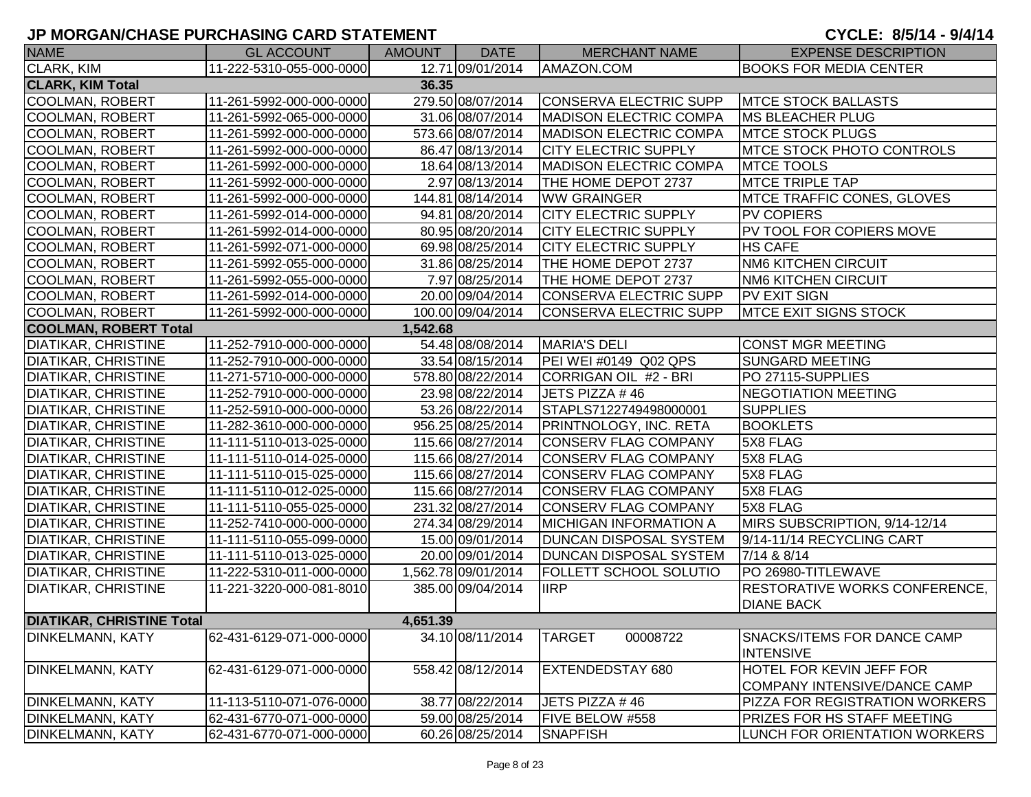# JP MORGAN/CHASE PURCHASING CARD STATEMENT

**CYCLE: 8/5/14 - 9/4/14**

| NAME | GL ACCOUNT | AMOUNT | DATE | MERCHANT NAME | EXPENSE DESCRIPTION |
|---|---|---|---|---|---|
| CLARK, KIM | 11-222-5310-055-000-0000 | 12.71 | 09/01/2014 | AMAZON.COM | BOOKS FOR MEDIA CENTER |
| **CLARK, KIM Total** | | **36.35** | | | |
| COOLMAN, ROBERT | 11-261-5992-000-000-0000 | 279.50 | 08/07/2014 | CONSERVA ELECTRIC SUPP | MTCE STOCK BALLASTS |
| COOLMAN, ROBERT | 11-261-5992-065-000-0000 | 31.06 | 08/07/2014 | MADISON ELECTRIC COMPA | MS BLEACHER PLUG |
| COOLMAN, ROBERT | 11-261-5992-000-000-0000 | 573.66 | 08/07/2014 | MADISON ELECTRIC COMPA | MTCE STOCK PLUGS |
| COOLMAN, ROBERT | 11-261-5992-000-000-0000 | 86.47 | 08/13/2014 | CITY ELECTRIC SUPPLY | MTCE STOCK PHOTO CONTROLS |
| COOLMAN, ROBERT | 11-261-5992-000-000-0000 | 18.64 | 08/13/2014 | MADISON ELECTRIC COMPA | MTCE TOOLS |
| COOLMAN, ROBERT | 11-261-5992-000-000-0000 | 2.97 | 08/13/2014 | THE HOME DEPOT 2737 | MTCE TRIPLE TAP |
| COOLMAN, ROBERT | 11-261-5992-000-000-0000 | 144.81 | 08/14/2014 | WW GRAINGER | MTCE TRAFFIC CONES, GLOVES |
| COOLMAN, ROBERT | 11-261-5992-014-000-0000 | 94.81 | 08/20/2014 | CITY ELECTRIC SUPPLY | PV COPIERS |
| COOLMAN, ROBERT | 11-261-5992-014-000-0000 | 80.95 | 08/20/2014 | CITY ELECTRIC SUPPLY | PV TOOL FOR COPIERS MOVE |
| COOLMAN, ROBERT | 11-261-5992-071-000-0000 | 69.98 | 08/25/2014 | CITY ELECTRIC SUPPLY | HS CAFE |
| COOLMAN, ROBERT | 11-261-5992-055-000-0000 | 31.86 | 08/25/2014 | THE HOME DEPOT 2737 | NM6 KITCHEN CIRCUIT |
| COOLMAN, ROBERT | 11-261-5992-055-000-0000 | 7.97 | 08/25/2014 | THE HOME DEPOT 2737 | NM6 KITCHEN CIRCUIT |
| COOLMAN, ROBERT | 11-261-5992-014-000-0000 | 20.00 | 09/04/2014 | CONSERVA ELECTRIC SUPP | PV EXIT SIGN |
| COOLMAN, ROBERT | 11-261-5992-000-000-0000 | 100.00 | 09/04/2014 | CONSERVA ELECTRIC SUPP | MTCE EXIT SIGNS STOCK |
| **COOLMAN, ROBERT Total** | | **1,542.68** | | | |
| DIATIKAR, CHRISTINE | 11-252-7910-000-000-0000 | 54.48 | 08/08/2014 | MARIA'S DELI | CONST MGR MEETING |
| DIATIKAR, CHRISTINE | 11-252-7910-000-000-0000 | 33.54 | 08/15/2014 | PEI WEI #0149 Q02 QPS | SUNGARD MEETING |
| DIATIKAR, CHRISTINE | 11-271-5710-000-000-0000 | 578.80 | 08/22/2014 | CORRIGAN OIL #2 - BRI | PO 27115-SUPPLIES |
| DIATIKAR, CHRISTINE | 11-252-7910-000-000-0000 | 23.98 | 08/22/2014 | JETS PIZZA # 46 | NEGOTIATION MEETING |
| DIATIKAR, CHRISTINE | 11-252-5910-000-000-0000 | 53.26 | 08/22/2014 | STAPLS7122749498000001 | SUPPLIES |
| DIATIKAR, CHRISTINE | 11-282-3610-000-000-0000 | 956.25 | 08/25/2014 | PRINTNOLOGY, INC. RETA | BOOKLETS |
| DIATIKAR, CHRISTINE | 11-111-5110-013-025-0000 | 115.66 | 08/27/2014 | CONSERV FLAG COMPANY | 5X8 FLAG |
| DIATIKAR, CHRISTINE | 11-111-5110-014-025-0000 | 115.66 | 08/27/2014 | CONSERV FLAG COMPANY | 5X8 FLAG |
| DIATIKAR, CHRISTINE | 11-111-5110-015-025-0000 | 115.66 | 08/27/2014 | CONSERV FLAG COMPANY | 5X8 FLAG |
| DIATIKAR, CHRISTINE | 11-111-5110-012-025-0000 | 115.66 | 08/27/2014 | CONSERV FLAG COMPANY | 5X8 FLAG |
| DIATIKAR, CHRISTINE | 11-111-5110-055-025-0000 | 231.32 | 08/27/2014 | CONSERV FLAG COMPANY | 5X8 FLAG |
| DIATIKAR, CHRISTINE | 11-252-7410-000-000-0000 | 274.34 | 08/29/2014 | MICHIGAN INFORMATION A | MIRS SUBSCRIPTION, 9/14-12/14 |
| DIATIKAR, CHRISTINE | 11-111-5110-055-099-0000 | 15.00 | 09/01/2014 | DUNCAN DISPOSAL SYSTEM | 9/14-11/14 RECYCLING CART |
| DIATIKAR, CHRISTINE | 11-111-5110-013-025-0000 | 20.00 | 09/01/2014 | DUNCAN DISPOSAL SYSTEM | 7/14 & 8/14 |
| DIATIKAR, CHRISTINE | 11-222-5310-011-000-0000 | 1,562.78 | 09/01/2014 | FOLLETT SCHOOL SOLUTIO | PO 26980-TITLEWAVE |
| DIATIKAR, CHRISTINE | 11-221-3220-000-081-8010 | 385.00 | 09/04/2014 | IIRP | RESTORATIVE WORKS CONFERENCE, DIANE BACK |
| **DIATIKAR, CHRISTINE Total** | | **4,651.39** | | | |
| DINKELMANN, KATY | 62-431-6129-071-000-0000 | 34.10 | 08/11/2014 | TARGET 00008722 | SNACKS/ITEMS FOR DANCE CAMP INTENSIVE |
| DINKELMANN, KATY | 62-431-6129-071-000-0000 | 558.42 | 08/12/2014 | EXTENDEDSTAY 680 | HOTEL FOR KEVIN JEFF FOR COMPANY INTENSIVE/DANCE CAMP |
| DINKELMANN, KATY | 11-113-5110-071-076-0000 | 38.77 | 08/22/2014 | JETS PIZZA # 46 | PIZZA FOR REGISTRATION WORKERS |
| DINKELMANN, KATY | 62-431-6770-071-000-0000 | 59.00 | 08/25/2014 | FIVE BELOW #558 | PRIZES FOR HS STAFF MEETING |
| DINKELMANN, KATY | 62-431-6770-071-000-0000 | 60.26 | 08/25/2014 | SNAPFISH | LUNCH FOR ORIENTATION WORKERS |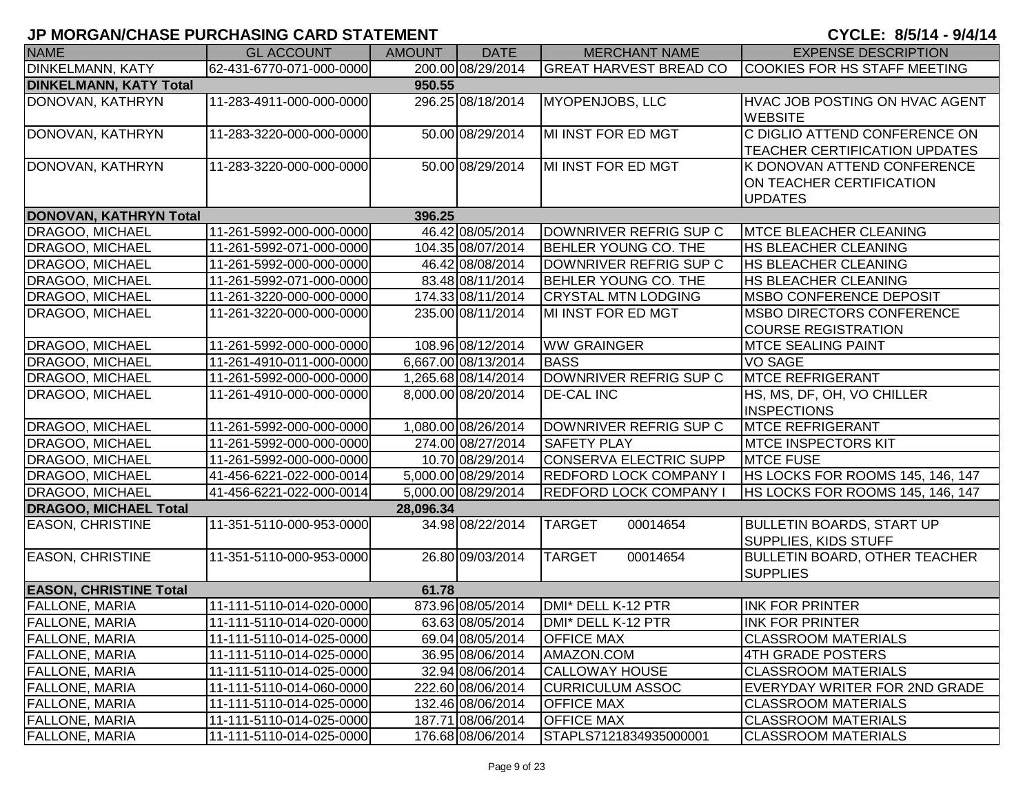## JP MORGAN/CHASE PURCHASING CARD STATEMENT

**CYCLE: 8/5/14 - 9/4/14**

| NAME | GL ACCOUNT | AMOUNT | DATE | MERCHANT NAME | EXPENSE DESCRIPTION |
|---|---|---|---|---|---|
| DINKELMANN, KATY | 62-431-6770-071-000-0000 | 200.00 | 08/29/2014 | GREAT HARVEST BREAD CO | COOKIES FOR HS STAFF MEETING |
| **DINKELMANN, KATY Total** | | **950.55** | | | |
| DONOVAN, KATHRYN | 11-283-4911-000-000-0000 | 296.25 | 08/18/2014 | MYOPENJOBS, LLC | HVAC JOB POSTING ON HVAC AGENT WEBSITE |
| DONOVAN, KATHRYN | 11-283-3220-000-000-0000 | 50.00 | 08/29/2014 | MI INST FOR ED MGT | C DIGLIO ATTEND CONFERENCE ON TEACHER CERTIFICATION UPDATES |
| DONOVAN, KATHRYN | 11-283-3220-000-000-0000 | 50.00 | 08/29/2014 | MI INST FOR ED MGT | K DONOVAN ATTEND CONFERENCE ON TEACHER CERTIFICATION UPDATES |
| **DONOVAN, KATHRYN Total** | | **396.25** | | | |
| DRAGOO, MICHAEL | 11-261-5992-000-000-0000 | 46.42 | 08/05/2014 | DOWNRIVER REFRIG SUP C | MTCE BLEACHER CLEANING |
| DRAGOO, MICHAEL | 11-261-5992-071-000-0000 | 104.35 | 08/07/2014 | BEHLER YOUNG CO. THE | HS BLEACHER CLEANING |
| DRAGOO, MICHAEL | 11-261-5992-000-000-0000 | 46.42 | 08/08/2014 | DOWNRIVER REFRIG SUP C | HS BLEACHER CLEANING |
| DRAGOO, MICHAEL | 11-261-5992-071-000-0000 | 83.48 | 08/11/2014 | BEHLER YOUNG CO. THE | HS BLEACHER CLEANING |
| DRAGOO, MICHAEL | 11-261-3220-000-000-0000 | 174.33 | 08/11/2014 | CRYSTAL MTN LODGING | MSBO CONFERENCE DEPOSIT |
| DRAGOO, MICHAEL | 11-261-3220-000-000-0000 | 235.00 | 08/11/2014 | MI INST FOR ED MGT | MSBO DIRECTORS CONFERENCE COURSE REGISTRATION |
| DRAGOO, MICHAEL | 11-261-5992-000-000-0000 | 108.96 | 08/12/2014 | WW GRAINGER | MTCE SEALING PAINT |
| DRAGOO, MICHAEL | 11-261-4910-011-000-0000 | 6,667.00 | 08/13/2014 | BASS | VO SAGE |
| DRAGOO, MICHAEL | 11-261-5992-000-000-0000 | 1,265.68 | 08/14/2014 | DOWNRIVER REFRIG SUP C | MTCE REFRIGERANT |
| DRAGOO, MICHAEL | 11-261-4910-000-000-0000 | 8,000.00 | 08/20/2014 | DE-CAL INC | HS, MS, DF, OH, VO CHILLER INSPECTIONS |
| DRAGOO, MICHAEL | 11-261-5992-000-000-0000 | 1,080.00 | 08/26/2014 | DOWNRIVER REFRIG SUP C | MTCE REFRIGERANT |
| DRAGOO, MICHAEL | 11-261-5992-000-000-0000 | 274.00 | 08/27/2014 | SAFETY PLAY | MTCE INSPECTORS KIT |
| DRAGOO, MICHAEL | 11-261-5992-000-000-0000 | 10.70 | 08/29/2014 | CONSERVA ELECTRIC SUPP | MTCE FUSE |
| DRAGOO, MICHAEL | 41-456-6221-022-000-0014 | 5,000.00 | 08/29/2014 | REDFORD LOCK COMPANY I | HS LOCKS FOR ROOMS 145, 146, 147 |
| DRAGOO, MICHAEL | 41-456-6221-022-000-0014 | 5,000.00 | 08/29/2014 | REDFORD LOCK COMPANY I | HS LOCKS FOR ROOMS 145, 146, 147 |
| **DRAGOO, MICHAEL Total** | | **28,096.34** | | | |
| EASON, CHRISTINE | 11-351-5110-000-953-0000 | 34.98 | 08/22/2014 | TARGET 00014654 | BULLETIN BOARDS, START UP SUPPLIES, KIDS STUFF |
| EASON, CHRISTINE | 11-351-5110-000-953-0000 | 26.80 | 09/03/2014 | TARGET 00014654 | BULLETIN BOARD, OTHER TEACHER SUPPLIES |
| **EASON, CHRISTINE Total** | | **61.78** | | | |
| FALLONE, MARIA | 11-111-5110-014-020-0000 | 873.96 | 08/05/2014 | DMI* DELL K-12 PTR | INK FOR PRINTER |
| FALLONE, MARIA | 11-111-5110-014-020-0000 | 63.63 | 08/05/2014 | DMI* DELL K-12 PTR | INK FOR PRINTER |
| FALLONE, MARIA | 11-111-5110-014-025-0000 | 69.04 | 08/05/2014 | OFFICE MAX | CLASSROOM MATERIALS |
| FALLONE, MARIA | 11-111-5110-014-025-0000 | 36.95 | 08/06/2014 | AMAZON.COM | 4TH GRADE POSTERS |
| FALLONE, MARIA | 11-111-5110-014-025-0000 | 32.94 | 08/06/2014 | CALLOWAY HOUSE | CLASSROOM MATERIALS |
| FALLONE, MARIA | 11-111-5110-014-060-0000 | 222.60 | 08/06/2014 | CURRICULUM ASSOC | EVERYDAY WRITER FOR 2ND GRADE |
| FALLONE, MARIA | 11-111-5110-014-025-0000 | 132.46 | 08/06/2014 | OFFICE MAX | CLASSROOM MATERIALS |
| FALLONE, MARIA | 11-111-5110-014-025-0000 | 187.71 | 08/06/2014 | OFFICE MAX | CLASSROOM MATERIALS |
| FALLONE, MARIA | 11-111-5110-014-025-0000 | 176.68 | 08/06/2014 | STAPLS7121834935000001 | CLASSROOM MATERIALS |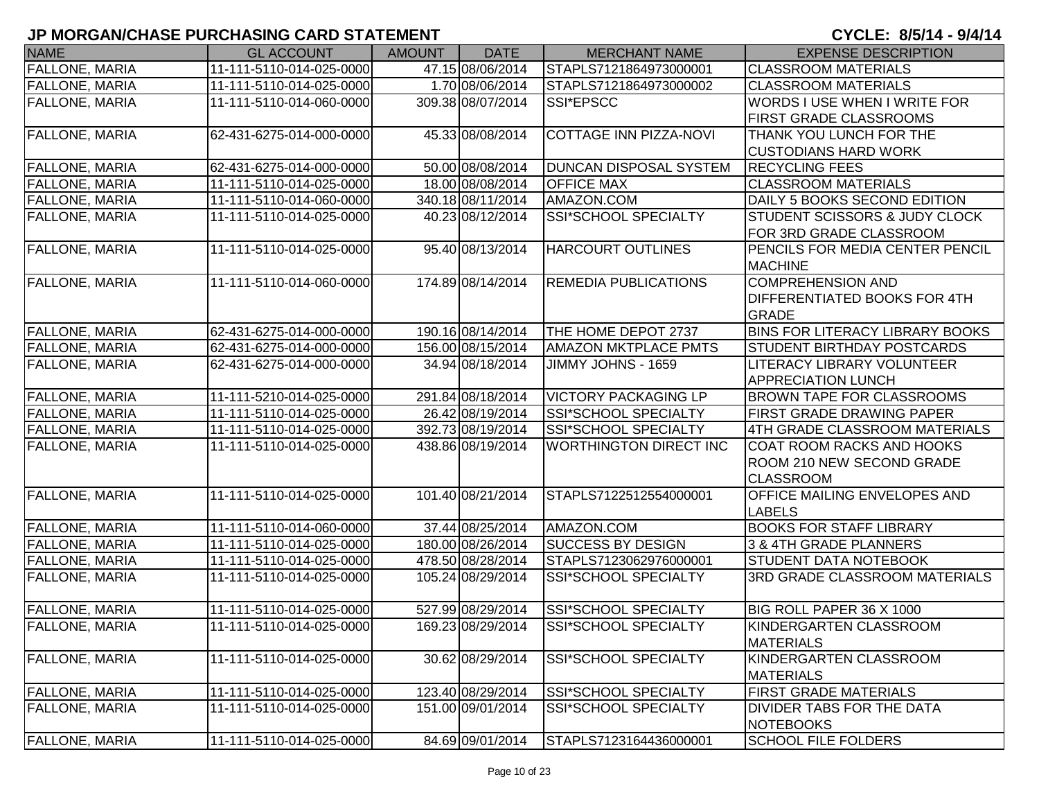# JP MORGAN/CHASE PURCHASING CARD STATEMENT

**CYCLE: 8/5/14 - 9/4/14**

| NAME | GL ACCOUNT | AMOUNT | DATE | MERCHANT NAME | EXPENSE DESCRIPTION |
|---|---|---|---|---|---|
| FALLONE, MARIA | 11-111-5110-014-025-0000 | 47.15 | 08/06/2014 | STAPLS7121864973000001 | CLASSROOM MATERIALS |
| FALLONE, MARIA | 11-111-5110-014-025-0000 | 1.70 | 08/06/2014 | STAPLS7121864973000002 | CLASSROOM MATERIALS |
| FALLONE, MARIA | 11-111-5110-014-060-0000 | 309.38 | 08/07/2014 | SSI*EPSCC | WORDS I USE WHEN I WRITE FOR FIRST GRADE CLASSROOMS |
| FALLONE, MARIA | 62-431-6275-014-000-0000 | 45.33 | 08/08/2014 | COTTAGE INN PIZZA-NOVI | THANK YOU LUNCH FOR THE CUSTODIANS HARD WORK |
| FALLONE, MARIA | 62-431-6275-014-000-0000 | 50.00 | 08/08/2014 | DUNCAN DISPOSAL SYSTEM | RECYCLING FEES |
| FALLONE, MARIA | 11-111-5110-014-025-0000 | 18.00 | 08/08/2014 | OFFICE MAX | CLASSROOM MATERIALS |
| FALLONE, MARIA | 11-111-5110-014-060-0000 | 340.18 | 08/11/2014 | AMAZON.COM | DAILY 5 BOOKS SECOND EDITION |
| FALLONE, MARIA | 11-111-5110-014-025-0000 | 40.23 | 08/12/2014 | SSI*SCHOOL SPECIALTY | STUDENT SCISSORS & JUDY CLOCK FOR 3RD GRADE CLASSROOM |
| FALLONE, MARIA | 11-111-5110-014-025-0000 | 95.40 | 08/13/2014 | HARCOURT OUTLINES | PENCILS FOR MEDIA CENTER PENCIL MACHINE |
| FALLONE, MARIA | 11-111-5110-014-060-0000 | 174.89 | 08/14/2014 | REMEDIA PUBLICATIONS | COMPREHENSION AND DIFFERENTIATED BOOKS FOR 4TH GRADE |
| FALLONE, MARIA | 62-431-6275-014-000-0000 | 190.16 | 08/14/2014 | THE HOME DEPOT 2737 | BINS FOR LITERACY LIBRARY BOOKS |
| FALLONE, MARIA | 62-431-6275-014-000-0000 | 156.00 | 08/15/2014 | AMAZON MKTPLACE PMTS | STUDENT BIRTHDAY POSTCARDS |
| FALLONE, MARIA | 62-431-6275-014-000-0000 | 34.94 | 08/18/2014 | JIMMY JOHNS - 1659 | LITERACY LIBRARY VOLUNTEER APPRECIATION LUNCH |
| FALLONE, MARIA | 11-111-5210-014-025-0000 | 291.84 | 08/18/2014 | VICTORY PACKAGING LP | BROWN TAPE FOR CLASSROOMS |
| FALLONE, MARIA | 11-111-5110-014-025-0000 | 26.42 | 08/19/2014 | SSI*SCHOOL SPECIALTY | FIRST GRADE DRAWING PAPER |
| FALLONE, MARIA | 11-111-5110-014-025-0000 | 392.73 | 08/19/2014 | SSI*SCHOOL SPECIALTY | 4TH GRADE CLASSROOM MATERIALS |
| FALLONE, MARIA | 11-111-5110-014-025-0000 | 438.86 | 08/19/2014 | WORTHINGTON DIRECT INC | COAT ROOM RACKS AND HOOKS ROOM 210 NEW SECOND GRADE CLASSROOM |
| FALLONE, MARIA | 11-111-5110-014-025-0000 | 101.40 | 08/21/2014 | STAPLS7122512554000001 | OFFICE MAILING ENVELOPES AND LABELS |
| FALLONE, MARIA | 11-111-5110-014-060-0000 | 37.44 | 08/25/2014 | AMAZON.COM | BOOKS FOR STAFF LIBRARY |
| FALLONE, MARIA | 11-111-5110-014-025-0000 | 180.00 | 08/26/2014 | SUCCESS BY DESIGN | 3 & 4TH GRADE PLANNERS |
| FALLONE, MARIA | 11-111-5110-014-025-0000 | 478.50 | 08/28/2014 | STAPLS7123062976000001 | STUDENT DATA NOTEBOOK |
| FALLONE, MARIA | 11-111-5110-014-025-0000 | 105.24 | 08/29/2014 | SSI*SCHOOL SPECIALTY | 3RD GRADE CLASSROOM MATERIALS |
| FALLONE, MARIA | 11-111-5110-014-025-0000 | 527.99 | 08/29/2014 | SSI*SCHOOL SPECIALTY | BIG ROLL PAPER 36 X 1000 |
| FALLONE, MARIA | 11-111-5110-014-025-0000 | 169.23 | 08/29/2014 | SSI*SCHOOL SPECIALTY | KINDERGARTEN CLASSROOM MATERIALS |
| FALLONE, MARIA | 11-111-5110-014-025-0000 | 30.62 | 08/29/2014 | SSI*SCHOOL SPECIALTY | KINDERGARTEN CLASSROOM MATERIALS |
| FALLONE, MARIA | 11-111-5110-014-025-0000 | 123.40 | 08/29/2014 | SSI*SCHOOL SPECIALTY | FIRST GRADE MATERIALS |
| FALLONE, MARIA | 11-111-5110-014-025-0000 | 151.00 | 09/01/2014 | SSI*SCHOOL SPECIALTY | DIVIDER TABS FOR THE DATA NOTEBOOKS |
| FALLONE, MARIA | 11-111-5110-014-025-0000 | 84.69 | 09/01/2014 | STAPLS7123164436000001 | SCHOOL FILE FOLDERS |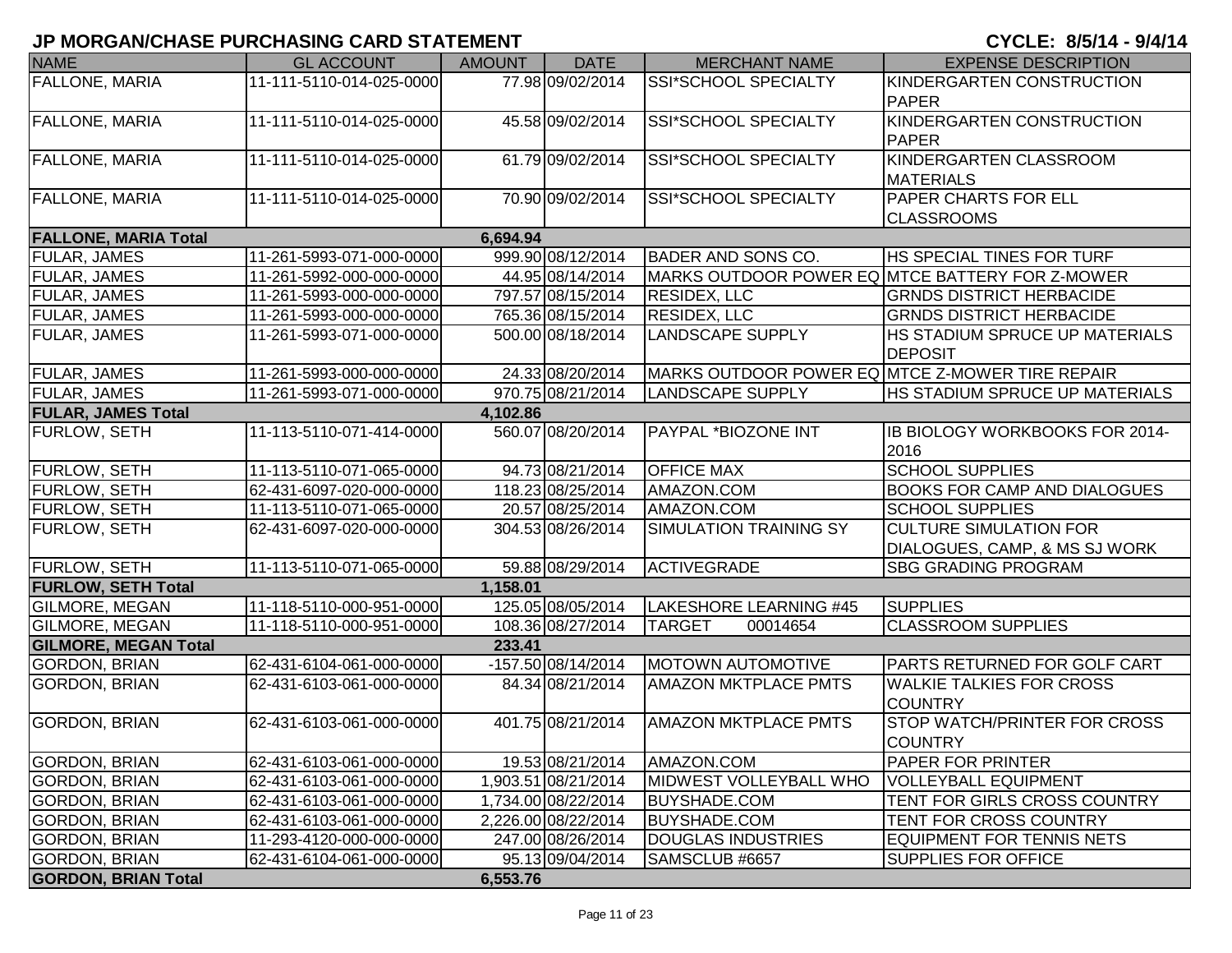## JP MORGAN/CHASE PURCHASING CARD STATEMENT

**CYCLE: 8/5/14 - 9/4/14**

| NAME | GL ACCOUNT | AMOUNT | DATE | MERCHANT NAME | EXPENSE DESCRIPTION |
|---|---|---|---|---|---|
| FALLONE, MARIA | 11-111-5110-014-025-0000 | 77.98 | 09/02/2014 | SSI*SCHOOL SPECIALTY | KINDERGARTEN CONSTRUCTION PAPER |
| FALLONE, MARIA | 11-111-5110-014-025-0000 | 45.58 | 09/02/2014 | SSI*SCHOOL SPECIALTY | KINDERGARTEN CONSTRUCTION PAPER |
| FALLONE, MARIA | 11-111-5110-014-025-0000 | 61.79 | 09/02/2014 | SSI*SCHOOL SPECIALTY | KINDERGARTEN CLASSROOM MATERIALS |
| FALLONE, MARIA | 11-111-5110-014-025-0000 | 70.90 | 09/02/2014 | SSI*SCHOOL SPECIALTY | PAPER CHARTS FOR ELL CLASSROOMS |
| **FALLONE, MARIA Total** | | **6,694.94** | | | |
| FULAR, JAMES | 11-261-5993-071-000-0000 | 999.90 | 08/12/2014 | BADER AND SONS CO. | HS SPECIAL TINES FOR TURF |
| FULAR, JAMES | 11-261-5992-000-000-0000 | 44.95 | 08/14/2014 | MARKS OUTDOOR POWER EQ | MTCE BATTERY FOR Z-MOWER |
| FULAR, JAMES | 11-261-5993-000-000-0000 | 797.57 | 08/15/2014 | RESIDEX, LLC | GRNDS DISTRICT HERBACIDE |
| FULAR, JAMES | 11-261-5993-000-000-0000 | 765.36 | 08/15/2014 | RESIDEX, LLC | GRNDS DISTRICT HERBACIDE |
| FULAR, JAMES | 11-261-5993-071-000-0000 | 500.00 | 08/18/2014 | LANDSCAPE SUPPLY | HS STADIUM SPRUCE UP MATERIALS DEPOSIT |
| FULAR, JAMES | 11-261-5993-000-000-0000 | 24.33 | 08/20/2014 | MARKS OUTDOOR POWER EQ | MTCE Z-MOWER TIRE REPAIR |
| FULAR, JAMES | 11-261-5993-071-000-0000 | 970.75 | 08/21/2014 | LANDSCAPE SUPPLY | HS STADIUM SPRUCE UP MATERIALS |
| **FULAR, JAMES Total** | | **4,102.86** | | | |
| FURLOW, SETH | 11-113-5110-071-414-0000 | 560.07 | 08/20/2014 | PAYPAL *BIOZONE INT | IB BIOLOGY WORKBOOKS FOR 2014-2016 |
| FURLOW, SETH | 11-113-5110-071-065-0000 | 94.73 | 08/21/2014 | OFFICE MAX | SCHOOL SUPPLIES |
| FURLOW, SETH | 62-431-6097-020-000-0000 | 118.23 | 08/25/2014 | AMAZON.COM | BOOKS FOR CAMP AND DIALOGUES |
| FURLOW, SETH | 11-113-5110-071-065-0000 | 20.57 | 08/25/2014 | AMAZON.COM | SCHOOL SUPPLIES |
| FURLOW, SETH | 62-431-6097-020-000-0000 | 304.53 | 08/26/2014 | SIMULATION TRAINING SY | CULTURE SIMULATION FOR DIALOGUES, CAMP, & MS SJ WORK |
| FURLOW, SETH | 11-113-5110-071-065-0000 | 59.88 | 08/29/2014 | ACTIVEGRADE | SBG GRADING PROGRAM |
| **FURLOW, SETH Total** | | **1,158.01** | | | |
| GILMORE, MEGAN | 11-118-5110-000-951-0000 | 125.05 | 08/05/2014 | LAKESHORE LEARNING #45 | SUPPLIES |
| GILMORE, MEGAN | 11-118-5110-000-951-0000 | 108.36 | 08/27/2014 | TARGET 00014654 | CLASSROOM SUPPLIES |
| **GILMORE, MEGAN Total** | | **233.41** | | | |
| GORDON, BRIAN | 62-431-6104-061-000-0000 | -157.50 | 08/14/2014 | MOTOWN AUTOMOTIVE | PARTS RETURNED FOR GOLF CART |
| GORDON, BRIAN | 62-431-6103-061-000-0000 | 84.34 | 08/21/2014 | AMAZON MKTPLACE PMTS | WALKIE TALKIES FOR CROSS COUNTRY |
| GORDON, BRIAN | 62-431-6103-061-000-0000 | 401.75 | 08/21/2014 | AMAZON MKTPLACE PMTS | STOP WATCH/PRINTER FOR CROSS COUNTRY |
| GORDON, BRIAN | 62-431-6103-061-000-0000 | 19.53 | 08/21/2014 | AMAZON.COM | PAPER FOR PRINTER |
| GORDON, BRIAN | 62-431-6103-061-000-0000 | 1,903.51 | 08/21/2014 | MIDWEST VOLLEYBALL WHO | VOLLEYBALL EQUIPMENT |
| GORDON, BRIAN | 62-431-6103-061-000-0000 | 1,734.00 | 08/22/2014 | BUYSHADE.COM | TENT FOR GIRLS CROSS COUNTRY |
| GORDON, BRIAN | 62-431-6103-061-000-0000 | 2,226.00 | 08/22/2014 | BUYSHADE.COM | TENT FOR CROSS COUNTRY |
| GORDON, BRIAN | 11-293-4120-000-000-0000 | 247.00 | 08/26/2014 | DOUGLAS INDUSTRIES | EQUIPMENT FOR TENNIS NETS |
| GORDON, BRIAN | 62-431-6104-061-000-0000 | 95.13 | 09/04/2014 | SAMSCLUB #6657 | SUPPLIES FOR OFFICE |
| **GORDON, BRIAN Total** | | **6,553.76** | | | |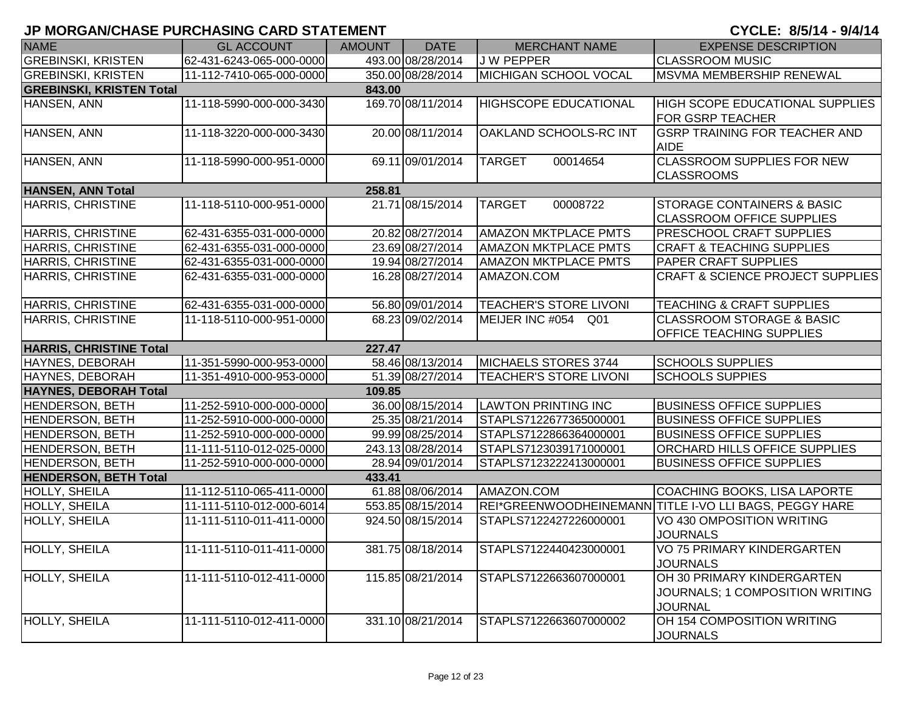## JP MORGAN/CHASE PURCHASING CARD STATEMENT

**CYCLE: 8/5/14 - 9/4/14**

| NAME | GL ACCOUNT | AMOUNT | DATE | MERCHANT NAME | EXPENSE DESCRIPTION |
|---|---|---|---|---|---|
| GREBINSKI, KRISTEN | 62-431-6243-065-000-0000 | 493.00 | 08/28/2014 | J W PEPPER | CLASSROOM MUSIC |
| GREBINSKI, KRISTEN | 11-112-7410-065-000-0000 | 350.00 | 08/28/2014 | MICHIGAN SCHOOL VOCAL | MSVMA MEMBERSHIP RENEWAL |
| **GREBINSKI, KRISTEN Total** | | **843.00** | | | |
| HANSEN, ANN | 11-118-5990-000-000-3430 | 169.70 | 08/11/2014 | HIGHSCOPE EDUCATIONAL | HIGH SCOPE EDUCATIONAL SUPPLIES FOR GSRP TEACHER |
| HANSEN, ANN | 11-118-3220-000-000-3430 | 20.00 | 08/11/2014 | OAKLAND SCHOOLS-RC INT | GSRP TRAINING FOR TEACHER AND AIDE |
| HANSEN, ANN | 11-118-5990-000-951-0000 | 69.11 | 09/01/2014 | TARGET 00014654 | CLASSROOM SUPPLIES FOR NEW CLASSROOMS |
| **HANSEN, ANN Total** | | **258.81** | | | |
| HARRIS, CHRISTINE | 11-118-5110-000-951-0000 | 21.71 | 08/15/2014 | TARGET 00008722 | STORAGE CONTAINERS & BASIC CLASSROOM OFFICE SUPPLIES |
| HARRIS, CHRISTINE | 62-431-6355-031-000-0000 | 20.82 | 08/27/2014 | AMAZON MKTPLACE PMTS | PRESCHOOL CRAFT SUPPLIES |
| HARRIS, CHRISTINE | 62-431-6355-031-000-0000 | 23.69 | 08/27/2014 | AMAZON MKTPLACE PMTS | CRAFT & TEACHING SUPPLIES |
| HARRIS, CHRISTINE | 62-431-6355-031-000-0000 | 19.94 | 08/27/2014 | AMAZON MKTPLACE PMTS | PAPER CRAFT SUPPLIES |
| HARRIS, CHRISTINE | 62-431-6355-031-000-0000 | 16.28 | 08/27/2014 | AMAZON.COM | CRAFT & SCIENCE PROJECT SUPPLIES |
| HARRIS, CHRISTINE | 62-431-6355-031-000-0000 | 56.80 | 09/01/2014 | TEACHER'S STORE LIVONI | TEACHING & CRAFT SUPPLIES |
| HARRIS, CHRISTINE | 11-118-5110-000-951-0000 | 68.23 | 09/02/2014 | MEIJER INC #054 Q01 | CLASSROOM STORAGE & BASIC OFFICE TEACHING SUPPLIES |
| **HARRIS, CHRISTINE Total** | | **227.47** | | | |
| HAYNES, DEBORAH | 11-351-5990-000-953-0000 | 58.46 | 08/13/2014 | MICHAELS STORES 3744 | SCHOOLS SUPPLIES |
| HAYNES, DEBORAH | 11-351-4910-000-953-0000 | 51.39 | 08/27/2014 | TEACHER'S STORE LIVONI | SCHOOLS SUPPIES |
| **HAYNES, DEBORAH Total** | | **109.85** | | | |
| HENDERSON, BETH | 11-252-5910-000-000-0000 | 36.00 | 08/15/2014 | LAWTON PRINTING INC | BUSINESS OFFICE SUPPLIES |
| HENDERSON, BETH | 11-252-5910-000-000-0000 | 25.35 | 08/21/2014 | STAPLS7122677365000001 | BUSINESS OFFICE SUPPLIES |
| HENDERSON, BETH | 11-252-5910-000-000-0000 | 99.99 | 08/25/2014 | STAPLS7122866364000001 | BUSINESS OFFICE SUPPLIES |
| HENDERSON, BETH | 11-111-5110-012-025-0000 | 243.13 | 08/28/2014 | STAPLS7123039171000001 | ORCHARD HILLS OFFICE SUPPLIES |
| HENDERSON, BETH | 11-252-5910-000-000-0000 | 28.94 | 09/01/2014 | STAPLS7123222413000001 | BUSINESS OFFICE SUPPLIES |
| **HENDERSON, BETH Total** | | **433.41** | | | |
| HOLLY, SHEILA | 11-112-5110-065-411-0000 | 61.88 | 08/06/2014 | AMAZON.COM | COACHING BOOKS, LISA LAPORTE |
| HOLLY, SHEILA | 11-111-5110-012-000-6014 | 553.85 | 08/15/2014 | REI*GREENWOODHEINEMANN | TITLE I-VO LLI BAGS, PEGGY HARE |
| HOLLY, SHEILA | 11-111-5110-011-411-0000 | 924.50 | 08/15/2014 | STAPLS7122427226000001 | VO 430 OMPOSITION WRITING JOURNALS |
| HOLLY, SHEILA | 11-111-5110-011-411-0000 | 381.75 | 08/18/2014 | STAPLS7122440423000001 | VO 75 PRIMARY KINDERGARTEN JOURNALS |
| HOLLY, SHEILA | 11-111-5110-012-411-0000 | 115.85 | 08/21/2014 | STAPLS7122663607000001 | OH 30 PRIMARY KINDERGARTEN JOURNALS; 1 COMPOSITION WRITING JOURNAL |
| HOLLY, SHEILA | 11-111-5110-012-411-0000 | 331.10 | 08/21/2014 | STAPLS7122663607000002 | OH 154 COMPOSITION WRITING JOURNALS |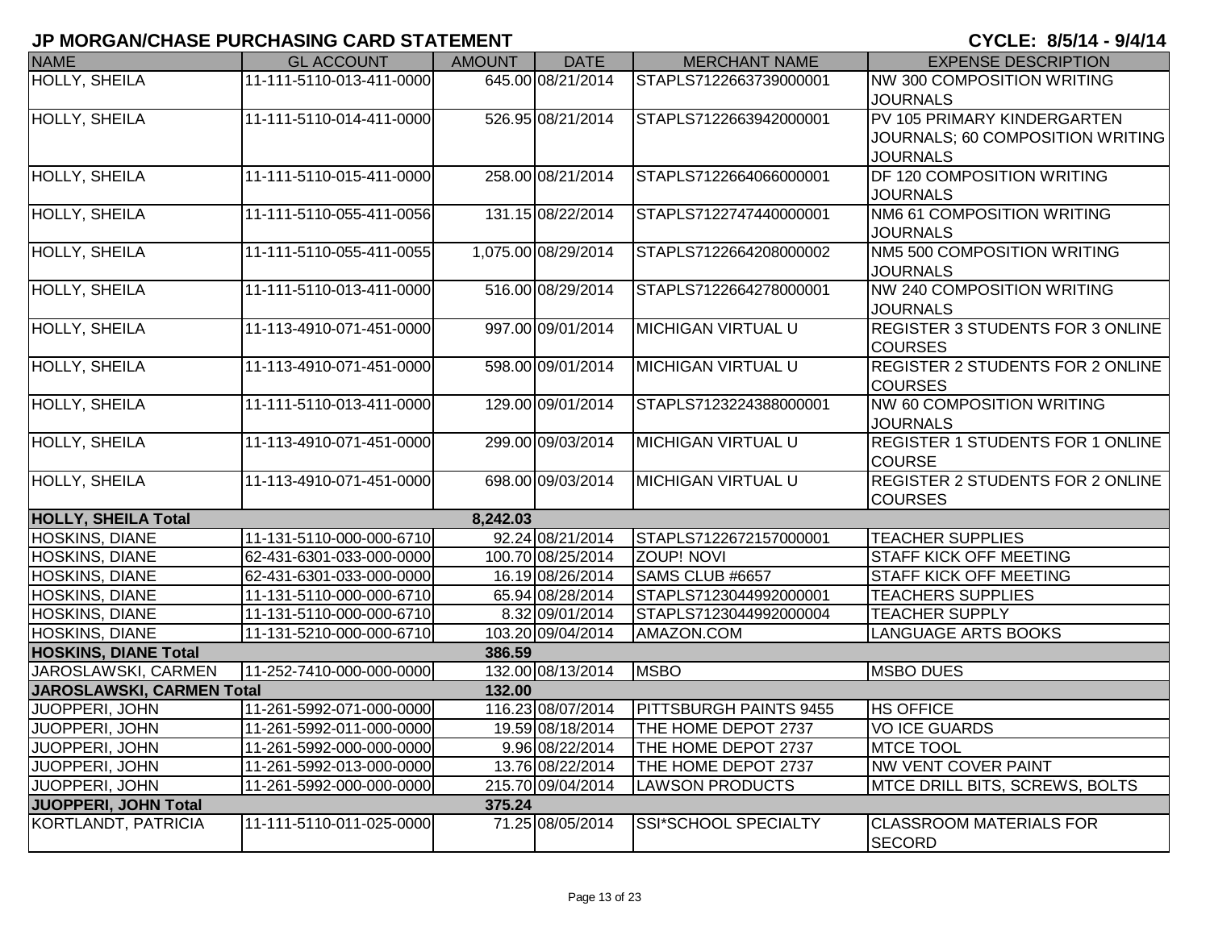## JP MORGAN/CHASE PURCHASING CARD STATEMENT

**CYCLE: 8/5/14 - 9/4/14**

| NAME | GL ACCOUNT | AMOUNT | DATE | MERCHANT NAME | EXPENSE DESCRIPTION |
|---|---|---|---|---|---|
| HOLLY, SHEILA | 11-111-5110-013-411-0000 | 645.00 | 08/21/2014 | STAPLS7122663739000001 | NW 300 COMPOSITION WRITING JOURNALS |
| HOLLY, SHEILA | 11-111-5110-014-411-0000 | 526.95 | 08/21/2014 | STAPLS7122663942000001 | PV 105 PRIMARY KINDERGARTEN JOURNALS; 60 COMPOSITION WRITING JOURNALS |
| HOLLY, SHEILA | 11-111-5110-015-411-0000 | 258.00 | 08/21/2014 | STAPLS7122664066000001 | DF 120 COMPOSITION WRITING JOURNALS |
| HOLLY, SHEILA | 11-111-5110-055-411-0056 | 131.15 | 08/22/2014 | STAPLS7122747440000001 | NM6 61 COMPOSITION WRITING JOURNALS |
| HOLLY, SHEILA | 11-111-5110-055-411-0055 | 1,075.00 | 08/29/2014 | STAPLS7122664208000002 | NM5 500 COMPOSITION WRITING JOURNALS |
| HOLLY, SHEILA | 11-111-5110-013-411-0000 | 516.00 | 08/29/2014 | STAPLS7122664278000001 | NW 240 COMPOSITION WRITING JOURNALS |
| HOLLY, SHEILA | 11-113-4910-071-451-0000 | 997.00 | 09/01/2014 | MICHIGAN VIRTUAL U | REGISTER 3 STUDENTS FOR 3 ONLINE COURSES |
| HOLLY, SHEILA | 11-113-4910-071-451-0000 | 598.00 | 09/01/2014 | MICHIGAN VIRTUAL U | REGISTER 2 STUDENTS FOR 2 ONLINE COURSES |
| HOLLY, SHEILA | 11-111-5110-013-411-0000 | 129.00 | 09/01/2014 | STAPLS7123224388000001 | NW 60 COMPOSITION WRITING JOURNALS |
| HOLLY, SHEILA | 11-113-4910-071-451-0000 | 299.00 | 09/03/2014 | MICHIGAN VIRTUAL U | REGISTER 1 STUDENTS FOR 1 ONLINE COURSE |
| HOLLY, SHEILA | 11-113-4910-071-451-0000 | 698.00 | 09/03/2014 | MICHIGAN VIRTUAL U | REGISTER 2 STUDENTS FOR 2 ONLINE COURSES |
| **HOLLY, SHEILA Total** | | **8,242.03** | | | |
| HOSKINS, DIANE | 11-131-5110-000-000-6710 | 92.24 | 08/21/2014 | STAPLS7122672157000001 | TEACHER SUPPLIES |
| HOSKINS, DIANE | 62-431-6301-033-000-0000 | 100.70 | 08/25/2014 | ZOUP! NOVI | STAFF KICK OFF MEETING |
| HOSKINS, DIANE | 62-431-6301-033-000-0000 | 16.19 | 08/26/2014 | SAMS CLUB #6657 | STAFF KICK OFF MEETING |
| HOSKINS, DIANE | 11-131-5110-000-000-6710 | 65.94 | 08/28/2014 | STAPLS7123044992000001 | TEACHERS SUPPLIES |
| HOSKINS, DIANE | 11-131-5110-000-000-6710 | 8.32 | 09/01/2014 | STAPLS7123044992000004 | TEACHER SUPPLY |
| HOSKINS, DIANE | 11-131-5210-000-000-6710 | 103.20 | 09/04/2014 | AMAZON.COM | LANGUAGE ARTS BOOKS |
| **HOSKINS, DIANE Total** | | **386.59** | | | |
| JAROSLAWSKI, CARMEN | 11-252-7410-000-000-0000 | 132.00 | 08/13/2014 | MSBO | MSBO DUES |
| **JAROSLAWSKI, CARMEN Total** | | **132.00** | | | |
| JUOPPERI, JOHN | 11-261-5992-071-000-0000 | 116.23 | 08/07/2014 | PITTSBURGH PAINTS 9455 | HS OFFICE |
| JUOPPERI, JOHN | 11-261-5992-011-000-0000 | 19.59 | 08/18/2014 | THE HOME DEPOT 2737 | VO ICE GUARDS |
| JUOPPERI, JOHN | 11-261-5992-000-000-0000 | 9.96 | 08/22/2014 | THE HOME DEPOT 2737 | MTCE TOOL |
| JUOPPERI, JOHN | 11-261-5992-013-000-0000 | 13.76 | 08/22/2014 | THE HOME DEPOT 2737 | NW VENT COVER PAINT |
| JUOPPERI, JOHN | 11-261-5992-000-000-0000 | 215.70 | 09/04/2014 | LAWSON PRODUCTS | MTCE DRILL BITS, SCREWS, BOLTS |
| **JUOPPERI, JOHN Total** | | **375.24** | | | |
| KORTLANDT, PATRICIA | 11-111-5110-011-025-0000 | 71.25 | 08/05/2014 | SSI*SCHOOL SPECIALTY | CLASSROOM MATERIALS FOR SECORD |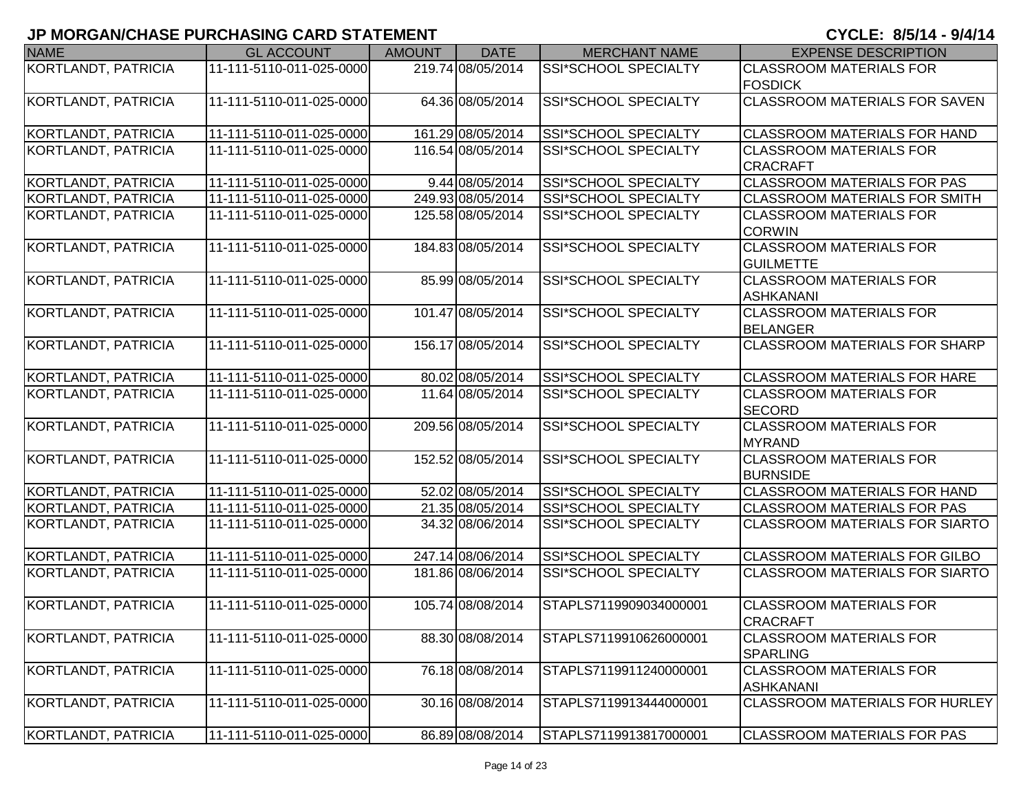# JP MORGAN/CHASE PURCHASING CARD STATEMENT

**CYCLE: 8/5/14 - 9/4/14**

| NAME | GL ACCOUNT | AMOUNT | DATE | MERCHANT NAME | EXPENSE DESCRIPTION |
|---|---|---|---|---|---|
| KORTLANDT, PATRICIA | 11-111-5110-011-025-0000 | 219.74 | 08/05/2014 | SSI*SCHOOL SPECIALTY | CLASSROOM MATERIALS FOR FOSDICK |
| KORTLANDT, PATRICIA | 11-111-5110-011-025-0000 | 64.36 | 08/05/2014 | SSI*SCHOOL SPECIALTY | CLASSROOM MATERIALS FOR SAVEN |
| KORTLANDT, PATRICIA | 11-111-5110-011-025-0000 | 161.29 | 08/05/2014 | SSI*SCHOOL SPECIALTY | CLASSROOM MATERIALS FOR HAND |
| KORTLANDT, PATRICIA | 11-111-5110-011-025-0000 | 116.54 | 08/05/2014 | SSI*SCHOOL SPECIALTY | CLASSROOM MATERIALS FOR CRACRAFT |
| KORTLANDT, PATRICIA | 11-111-5110-011-025-0000 | 9.44 | 08/05/2014 | SSI*SCHOOL SPECIALTY | CLASSROOM MATERIALS FOR PAS |
| KORTLANDT, PATRICIA | 11-111-5110-011-025-0000 | 249.93 | 08/05/2014 | SSI*SCHOOL SPECIALTY | CLASSROOM MATERIALS FOR SMITH |
| KORTLANDT, PATRICIA | 11-111-5110-011-025-0000 | 125.58 | 08/05/2014 | SSI*SCHOOL SPECIALTY | CLASSROOM MATERIALS FOR CORWIN |
| KORTLANDT, PATRICIA | 11-111-5110-011-025-0000 | 184.83 | 08/05/2014 | SSI*SCHOOL SPECIALTY | CLASSROOM MATERIALS FOR GUILMETTE |
| KORTLANDT, PATRICIA | 11-111-5110-011-025-0000 | 85.99 | 08/05/2014 | SSI*SCHOOL SPECIALTY | CLASSROOM MATERIALS FOR ASHKANANI |
| KORTLANDT, PATRICIA | 11-111-5110-011-025-0000 | 101.47 | 08/05/2014 | SSI*SCHOOL SPECIALTY | CLASSROOM MATERIALS FOR BELANGER |
| KORTLANDT, PATRICIA | 11-111-5110-011-025-0000 | 156.17 | 08/05/2014 | SSI*SCHOOL SPECIALTY | CLASSROOM MATERIALS FOR SHARP |
| KORTLANDT, PATRICIA | 11-111-5110-011-025-0000 | 80.02 | 08/05/2014 | SSI*SCHOOL SPECIALTY | CLASSROOM MATERIALS FOR HARE |
| KORTLANDT, PATRICIA | 11-111-5110-011-025-0000 | 11.64 | 08/05/2014 | SSI*SCHOOL SPECIALTY | CLASSROOM MATERIALS FOR SECORD |
| KORTLANDT, PATRICIA | 11-111-5110-011-025-0000 | 209.56 | 08/05/2014 | SSI*SCHOOL SPECIALTY | CLASSROOM MATERIALS FOR MYRAND |
| KORTLANDT, PATRICIA | 11-111-5110-011-025-0000 | 152.52 | 08/05/2014 | SSI*SCHOOL SPECIALTY | CLASSROOM MATERIALS FOR BURNSIDE |
| KORTLANDT, PATRICIA | 11-111-5110-011-025-0000 | 52.02 | 08/05/2014 | SSI*SCHOOL SPECIALTY | CLASSROOM MATERIALS FOR HAND |
| KORTLANDT, PATRICIA | 11-111-5110-011-025-0000 | 21.35 | 08/05/2014 | SSI*SCHOOL SPECIALTY | CLASSROOM MATERIALS FOR PAS |
| KORTLANDT, PATRICIA | 11-111-5110-011-025-0000 | 34.32 | 08/06/2014 | SSI*SCHOOL SPECIALTY | CLASSROOM MATERIALS FOR SIARTO |
| KORTLANDT, PATRICIA | 11-111-5110-011-025-0000 | 247.14 | 08/06/2014 | SSI*SCHOOL SPECIALTY | CLASSROOM MATERIALS FOR GILBO |
| KORTLANDT, PATRICIA | 11-111-5110-011-025-0000 | 181.86 | 08/06/2014 | SSI*SCHOOL SPECIALTY | CLASSROOM MATERIALS FOR SIARTO |
| KORTLANDT, PATRICIA | 11-111-5110-011-025-0000 | 105.74 | 08/08/2014 | STAPLS7119909034000001 | CLASSROOM MATERIALS FOR CRACRAFT |
| KORTLANDT, PATRICIA | 11-111-5110-011-025-0000 | 88.30 | 08/08/2014 | STAPLS7119910626000001 | CLASSROOM MATERIALS FOR SPARLING |
| KORTLANDT, PATRICIA | 11-111-5110-011-025-0000 | 76.18 | 08/08/2014 | STAPLS7119911240000001 | CLASSROOM MATERIALS FOR ASHKANANI |
| KORTLANDT, PATRICIA | 11-111-5110-011-025-0000 | 30.16 | 08/08/2014 | STAPLS7119913444000001 | CLASSROOM MATERIALS FOR HURLEY |
| KORTLANDT, PATRICIA | 11-111-5110-011-025-0000 | 86.89 | 08/08/2014 | STAPLS7119913817000001 | CLASSROOM MATERIALS FOR PAS |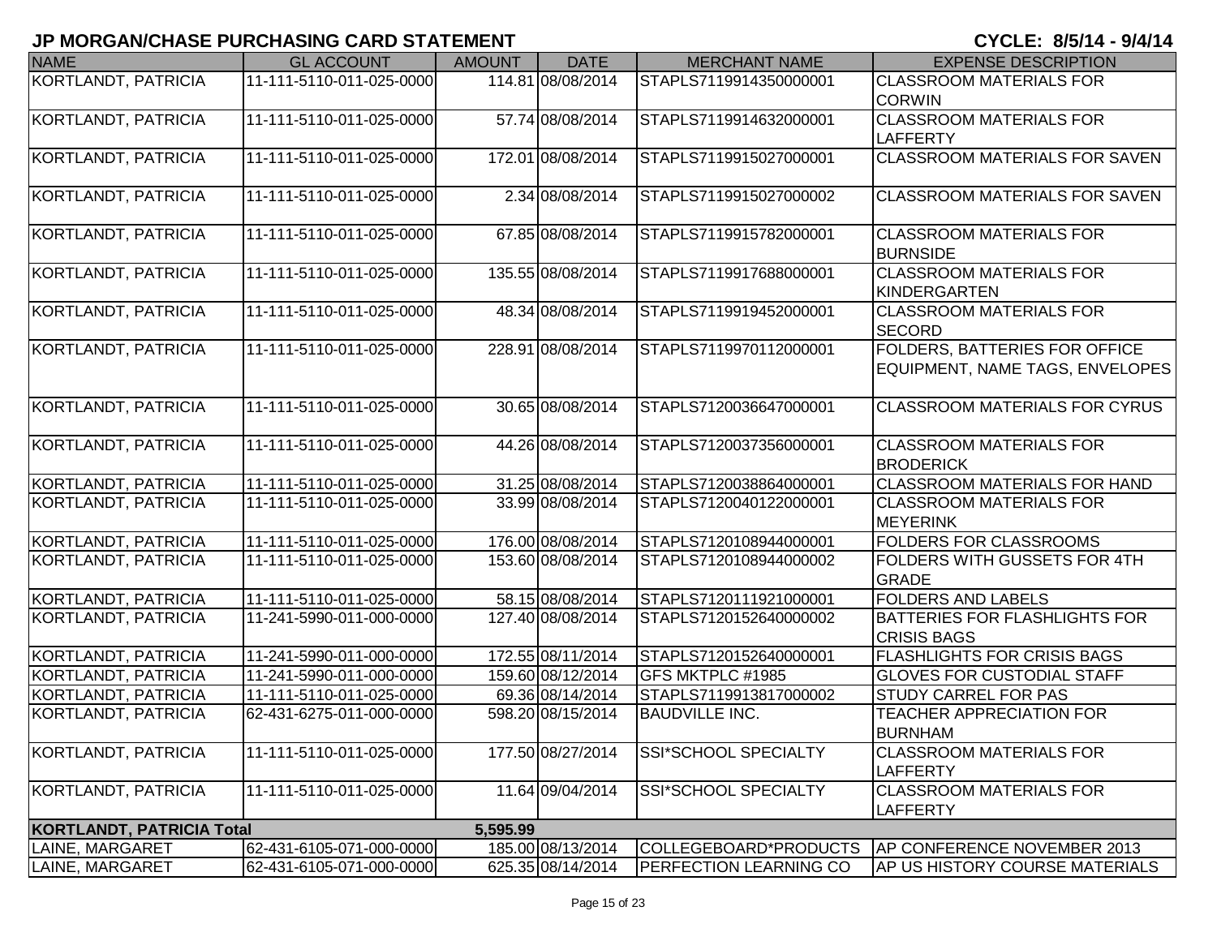# JP MORGAN/CHASE PURCHASING CARD STATEMENT

CYCLE: 8/5/14 - 9/4/14

| NAME | GL ACCOUNT | AMOUNT | DATE | MERCHANT NAME | EXPENSE DESCRIPTION |
|---|---|---|---|---|---|
| KORTLANDT, PATRICIA | 11-111-5110-011-025-0000 | 114.81 | 08/08/2014 | STAPLS7119914350000001 | CLASSROOM MATERIALS FOR CORWIN |
| KORTLANDT, PATRICIA | 11-111-5110-011-025-0000 | 57.74 | 08/08/2014 | STAPLS7119914632000001 | CLASSROOM MATERIALS FOR LAFFERTY |
| KORTLANDT, PATRICIA | 11-111-5110-011-025-0000 | 172.01 | 08/08/2014 | STAPLS7119915027000001 | CLASSROOM MATERIALS FOR SAVEN |
| KORTLANDT, PATRICIA | 11-111-5110-011-025-0000 | 2.34 | 08/08/2014 | STAPLS7119915027000002 | CLASSROOM MATERIALS FOR SAVEN |
| KORTLANDT, PATRICIA | 11-111-5110-011-025-0000 | 67.85 | 08/08/2014 | STAPLS7119915782000001 | CLASSROOM MATERIALS FOR BURNSIDE |
| KORTLANDT, PATRICIA | 11-111-5110-011-025-0000 | 135.55 | 08/08/2014 | STAPLS7119917688000001 | CLASSROOM MATERIALS FOR KINDERGARTEN |
| KORTLANDT, PATRICIA | 11-111-5110-011-025-0000 | 48.34 | 08/08/2014 | STAPLS7119919452000001 | CLASSROOM MATERIALS FOR SECORD |
| KORTLANDT, PATRICIA | 11-111-5110-011-025-0000 | 228.91 | 08/08/2014 | STAPLS7119970112000001 | FOLDERS, BATTERIES FOR OFFICE EQUIPMENT, NAME TAGS, ENVELOPES |
| KORTLANDT, PATRICIA | 11-111-5110-011-025-0000 | 30.65 | 08/08/2014 | STAPLS7120036647000001 | CLASSROOM MATERIALS FOR CYRUS |
| KORTLANDT, PATRICIA | 11-111-5110-011-025-0000 | 44.26 | 08/08/2014 | STAPLS7120037356000001 | CLASSROOM MATERIALS FOR BRODERICK |
| KORTLANDT, PATRICIA | 11-111-5110-011-025-0000 | 31.25 | 08/08/2014 | STAPLS7120038864000001 | CLASSROOM MATERIALS FOR HAND |
| KORTLANDT, PATRICIA | 11-111-5110-011-025-0000 | 33.99 | 08/08/2014 | STAPLS7120040122000001 | CLASSROOM MATERIALS FOR MEYERINK |
| KORTLANDT, PATRICIA | 11-111-5110-011-025-0000 | 176.00 | 08/08/2014 | STAPLS7120108944000001 | FOLDERS FOR CLASSROOMS |
| KORTLANDT, PATRICIA | 11-111-5110-011-025-0000 | 153.60 | 08/08/2014 | STAPLS7120108944000002 | FOLDERS WITH GUSSETS FOR 4TH GRADE |
| KORTLANDT, PATRICIA | 11-111-5110-011-025-0000 | 58.15 | 08/08/2014 | STAPLS7120111921000001 | FOLDERS AND LABELS |
| KORTLANDT, PATRICIA | 11-241-5990-011-000-0000 | 127.40 | 08/08/2014 | STAPLS7120152640000002 | BATTERIES FOR FLASHLIGHTS FOR CRISIS BAGS |
| KORTLANDT, PATRICIA | 11-241-5990-011-000-0000 | 172.55 | 08/11/2014 | STAPLS7120152640000001 | FLASHLIGHTS FOR CRISIS BAGS |
| KORTLANDT, PATRICIA | 11-241-5990-011-000-0000 | 159.60 | 08/12/2014 | GFS MKTPLC #1985 | GLOVES FOR CUSTODIAL STAFF |
| KORTLANDT, PATRICIA | 11-111-5110-011-025-0000 | 69.36 | 08/14/2014 | STAPLS7119913817000002 | STUDY CARREL FOR PAS |
| KORTLANDT, PATRICIA | 62-431-6275-011-000-0000 | 598.20 | 08/15/2014 | BAUDVILLE INC. | TEACHER APPRECIATION FOR BURNHAM |
| KORTLANDT, PATRICIA | 11-111-5110-011-025-0000 | 177.50 | 08/27/2014 | SSI*SCHOOL SPECIALTY | CLASSROOM MATERIALS FOR LAFFERTY |
| KORTLANDT, PATRICIA | 11-111-5110-011-025-0000 | 11.64 | 09/04/2014 | SSI*SCHOOL SPECIALTY | CLASSROOM MATERIALS FOR LAFFERTY |
| **KORTLANDT, PATRICIA Total** | | **5,595.99** | | | |
| LAINE, MARGARET | 62-431-6105-071-000-0000 | 185.00 | 08/13/2014 | COLLEGEBOARD*PRODUCTS | AP CONFERENCE NOVEMBER 2013 |
| LAINE, MARGARET | 62-431-6105-071-000-0000 | 625.35 | 08/14/2014 | PERFECTION LEARNING CO | AP US HISTORY COURSE MATERIALS |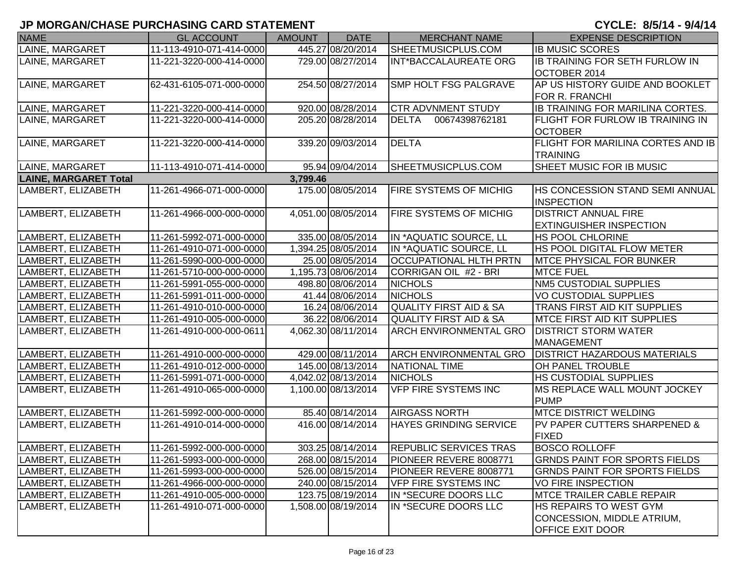# JP MORGAN/CHASE PURCHASING CARD STATEMENT

**CYCLE: 8/5/14 - 9/4/14**

| NAME | GL ACCOUNT | AMOUNT | DATE | MERCHANT NAME | EXPENSE DESCRIPTION |
|---|---|---|---|---|---|
| LAINE, MARGARET | 11-113-4910-071-414-0000 | 445.27 | 08/20/2014 | SHEETMUSICPLUS.COM | IB MUSIC SCORES |
| LAINE, MARGARET | 11-221-3220-000-414-0000 | 729.00 | 08/27/2014 | INT*BACCALAUREATE ORG | IB TRAINING FOR SETH FURLOW IN OCTOBER 2014 |
| LAINE, MARGARET | 62-431-6105-071-000-0000 | 254.50 | 08/27/2014 | SMP HOLT FSG PALGRAVE | AP US HISTORY GUIDE AND BOOKLET FOR R. FRANCHI |
| LAINE, MARGARET | 11-221-3220-000-414-0000 | 920.00 | 08/28/2014 | CTR ADVNMENT STUDY | IB TRAINING FOR MARILINA CORTES. |
| LAINE, MARGARET | 11-221-3220-000-414-0000 | 205.20 | 08/28/2014 | DELTA 00674398762181 | FLIGHT FOR FURLOW IB TRAINING IN OCTOBER |
| LAINE, MARGARET | 11-221-3220-000-414-0000 | 339.20 | 09/03/2014 | DELTA | FLIGHT FOR MARILINA CORTES AND IB TRAINING |
| LAINE, MARGARET | 11-113-4910-071-414-0000 | 95.94 | 09/04/2014 | SHEETMUSICPLUS.COM | SHEET MUSIC FOR IB MUSIC |
| **LAINE, MARGARET Total** | | **3,799.46** | | | |
| LAMBERT, ELIZABETH | 11-261-4966-071-000-0000 | 175.00 | 08/05/2014 | FIRE SYSTEMS OF MICHIG | HS CONCESSION STAND SEMI ANNUAL INSPECTION |
| LAMBERT, ELIZABETH | 11-261-4966-000-000-0000 | 4,051.00 | 08/05/2014 | FIRE SYSTEMS OF MICHIG | DISTRICT ANNUAL FIRE EXTINGUISHER INSPECTION |
| LAMBERT, ELIZABETH | 11-261-5992-071-000-0000 | 335.00 | 08/05/2014 | IN *AQUATIC SOURCE, LL | HS POOL CHLORINE |
| LAMBERT, ELIZABETH | 11-261-4910-071-000-0000 | 1,394.25 | 08/05/2014 | IN *AQUATIC SOURCE, LL | HS POOL DIGITAL FLOW METER |
| LAMBERT, ELIZABETH | 11-261-5990-000-000-0000 | 25.00 | 08/05/2014 | OCCUPATIONAL HLTH PRTN | MTCE PHYSICAL FOR BUNKER |
| LAMBERT, ELIZABETH | 11-261-5710-000-000-0000 | 1,195.73 | 08/06/2014 | CORRIGAN OIL #2 - BRI | MTCE FUEL |
| LAMBERT, ELIZABETH | 11-261-5991-055-000-0000 | 498.80 | 08/06/2014 | NICHOLS | NM5 CUSTODIAL SUPPLIES |
| LAMBERT, ELIZABETH | 11-261-5991-011-000-0000 | 41.44 | 08/06/2014 | NICHOLS | VO CUSTODIAL SUPPLIES |
| LAMBERT, ELIZABETH | 11-261-4910-010-000-0000 | 16.24 | 08/06/2014 | QUALITY FIRST AID & SA | TRANS FIRST AID KIT SUPPLIES |
| LAMBERT, ELIZABETH | 11-261-4910-005-000-0000 | 36.22 | 08/06/2014 | QUALITY FIRST AID & SA | MTCE FIRST AID KIT SUPPLIES |
| LAMBERT, ELIZABETH | 11-261-4910-000-000-0611 | 4,062.30 | 08/11/2014 | ARCH ENVIRONMENTAL GRO | DISTRICT STORM WATER MANAGEMENT |
| LAMBERT, ELIZABETH | 11-261-4910-000-000-0000 | 429.00 | 08/11/2014 | ARCH ENVIRONMENTAL GRO | DISTRICT HAZARDOUS MATERIALS |
| LAMBERT, ELIZABETH | 11-261-4910-012-000-0000 | 145.00 | 08/13/2014 | NATIONAL TIME | OH PANEL TROUBLE |
| LAMBERT, ELIZABETH | 11-261-5991-071-000-0000 | 4,042.02 | 08/13/2014 | NICHOLS | HS CUSTODIAL SUPPLIES |
| LAMBERT, ELIZABETH | 11-261-4910-065-000-0000 | 1,100.00 | 08/13/2014 | VFP FIRE SYSTEMS INC | MS REPLACE WALL MOUNT JOCKEY PUMP |
| LAMBERT, ELIZABETH | 11-261-5992-000-000-0000 | 85.40 | 08/14/2014 | AIRGASS NORTH | MTCE DISTRICT WELDING |
| LAMBERT, ELIZABETH | 11-261-4910-014-000-0000 | 416.00 | 08/14/2014 | HAYES GRINDING SERVICE | PV PAPER CUTTERS SHARPENED & FIXED |
| LAMBERT, ELIZABETH | 11-261-5992-000-000-0000 | 303.25 | 08/14/2014 | REPUBLIC SERVICES TRAS | BOSCO ROLLOFF |
| LAMBERT, ELIZABETH | 11-261-5993-000-000-0000 | 268.00 | 08/15/2014 | PIONEER REVERE 8008771 | GRNDS PAINT FOR SPORTS FIELDS |
| LAMBERT, ELIZABETH | 11-261-5993-000-000-0000 | 526.00 | 08/15/2014 | PIONEER REVERE 8008771 | GRNDS PAINT FOR SPORTS FIELDS |
| LAMBERT, ELIZABETH | 11-261-4966-000-000-0000 | 240.00 | 08/15/2014 | VFP FIRE SYSTEMS INC | VO FIRE INSPECTION |
| LAMBERT, ELIZABETH | 11-261-4910-005-000-0000 | 123.75 | 08/19/2014 | IN *SECURE DOORS LLC | MTCE TRAILER CABLE REPAIR |
| LAMBERT, ELIZABETH | 11-261-4910-071-000-0000 | 1,508.00 | 08/19/2014 | IN *SECURE DOORS LLC | HS REPAIRS TO WEST GYM CONCESSION, MIDDLE ATRIUM, OFFICE EXIT DOOR |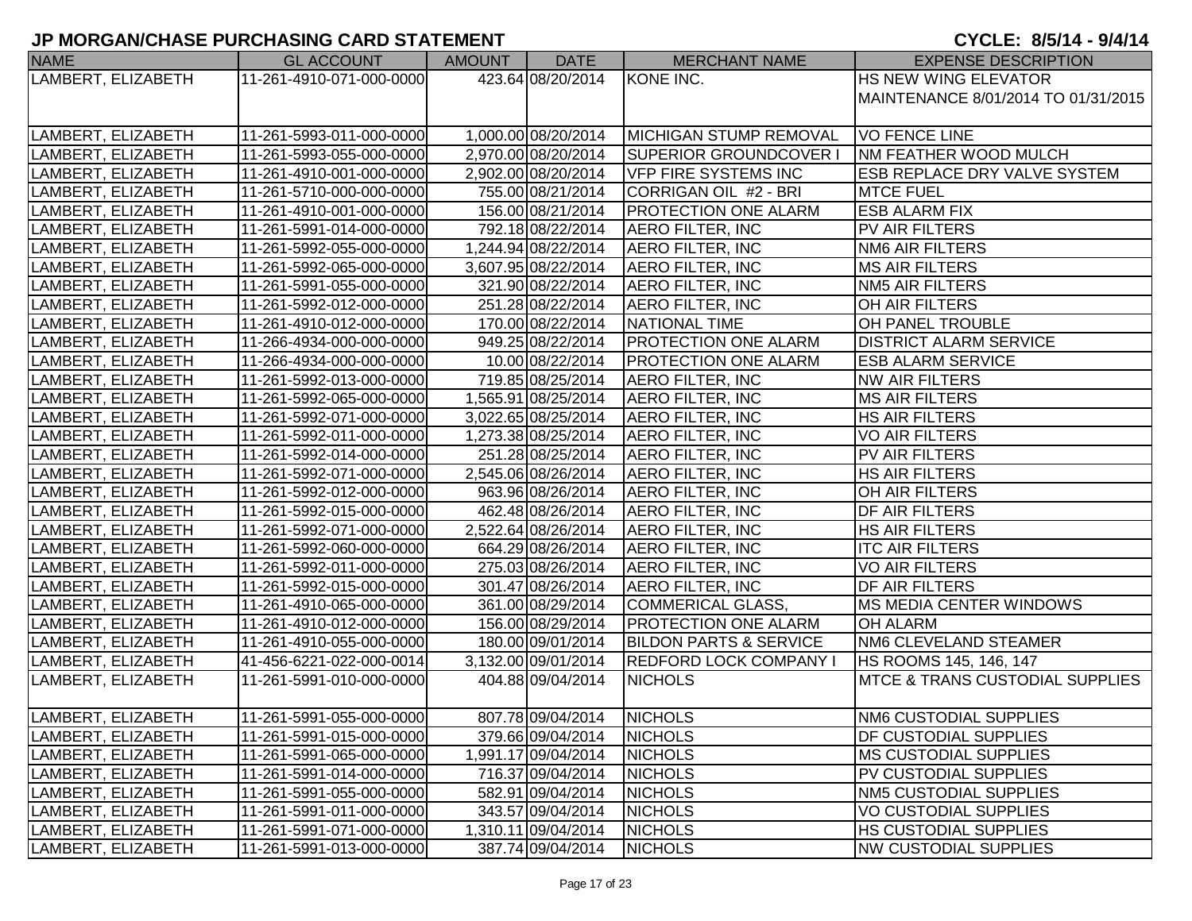## JP MORGAN/CHASE PURCHASING CARD STATEMENT

**CYCLE: 8/5/14 - 9/4/14**

| NAME | GL ACCOUNT | AMOUNT | DATE | MERCHANT NAME | EXPENSE DESCRIPTION |
|---|---|---|---|---|---|
| LAMBERT, ELIZABETH | 11-261-4910-071-000-0000 | 423.64 | 08/20/2014 | KONE INC. | HS NEW WING ELEVATOR MAINTENANCE 8/01/2014 TO 01/31/2015 |
| LAMBERT, ELIZABETH | 11-261-5993-011-000-0000 | 1,000.00 | 08/20/2014 | MICHIGAN STUMP REMOVAL | VO FENCE LINE |
| LAMBERT, ELIZABETH | 11-261-5993-055-000-0000 | 2,970.00 | 08/20/2014 | SUPERIOR GROUNDCOVER I | NM FEATHER WOOD MULCH |
| LAMBERT, ELIZABETH | 11-261-4910-001-000-0000 | 2,902.00 | 08/20/2014 | VFP FIRE SYSTEMS INC | ESB REPLACE DRY VALVE SYSTEM |
| LAMBERT, ELIZABETH | 11-261-5710-000-000-0000 | 755.00 | 08/21/2014 | CORRIGAN OIL #2 - BRI | MTCE FUEL |
| LAMBERT, ELIZABETH | 11-261-4910-001-000-0000 | 156.00 | 08/21/2014 | PROTECTION ONE ALARM | ESB ALARM FIX |
| LAMBERT, ELIZABETH | 11-261-5991-014-000-0000 | 792.18 | 08/22/2014 | AERO FILTER, INC | PV AIR FILTERS |
| LAMBERT, ELIZABETH | 11-261-5992-055-000-0000 | 1,244.94 | 08/22/2014 | AERO FILTER, INC | NM6 AIR FILTERS |
| LAMBERT, ELIZABETH | 11-261-5992-065-000-0000 | 3,607.95 | 08/22/2014 | AERO FILTER, INC | MS AIR FILTERS |
| LAMBERT, ELIZABETH | 11-261-5991-055-000-0000 | 321.90 | 08/22/2014 | AERO FILTER, INC | NM5 AIR FILTERS |
| LAMBERT, ELIZABETH | 11-261-5992-012-000-0000 | 251.28 | 08/22/2014 | AERO FILTER, INC | OH AIR FILTERS |
| LAMBERT, ELIZABETH | 11-261-4910-012-000-0000 | 170.00 | 08/22/2014 | NATIONAL TIME | OH PANEL TROUBLE |
| LAMBERT, ELIZABETH | 11-266-4934-000-000-0000 | 949.25 | 08/22/2014 | PROTECTION ONE ALARM | DISTRICT ALARM SERVICE |
| LAMBERT, ELIZABETH | 11-266-4934-000-000-0000 | 10.00 | 08/22/2014 | PROTECTION ONE ALARM | ESB ALARM SERVICE |
| LAMBERT, ELIZABETH | 11-261-5992-013-000-0000 | 719.85 | 08/25/2014 | AERO FILTER, INC | NW AIR FILTERS |
| LAMBERT, ELIZABETH | 11-261-5992-065-000-0000 | 1,565.91 | 08/25/2014 | AERO FILTER, INC | MS AIR FILTERS |
| LAMBERT, ELIZABETH | 11-261-5992-071-000-0000 | 3,022.65 | 08/25/2014 | AERO FILTER, INC | HS AIR FILTERS |
| LAMBERT, ELIZABETH | 11-261-5992-011-000-0000 | 1,273.38 | 08/25/2014 | AERO FILTER, INC | VO AIR FILTERS |
| LAMBERT, ELIZABETH | 11-261-5992-014-000-0000 | 251.28 | 08/25/2014 | AERO FILTER, INC | PV AIR FILTERS |
| LAMBERT, ELIZABETH | 11-261-5992-071-000-0000 | 2,545.06 | 08/26/2014 | AERO FILTER, INC | HS AIR FILTERS |
| LAMBERT, ELIZABETH | 11-261-5992-012-000-0000 | 963.96 | 08/26/2014 | AERO FILTER, INC | OH AIR FILTERS |
| LAMBERT, ELIZABETH | 11-261-5992-015-000-0000 | 462.48 | 08/26/2014 | AERO FILTER, INC | DF AIR FILTERS |
| LAMBERT, ELIZABETH | 11-261-5992-071-000-0000 | 2,522.64 | 08/26/2014 | AERO FILTER, INC | HS AIR FILTERS |
| LAMBERT, ELIZABETH | 11-261-5992-060-000-0000 | 664.29 | 08/26/2014 | AERO FILTER, INC | ITC AIR FILTERS |
| LAMBERT, ELIZABETH | 11-261-5992-011-000-0000 | 275.03 | 08/26/2014 | AERO FILTER, INC | VO AIR FILTERS |
| LAMBERT, ELIZABETH | 11-261-5992-015-000-0000 | 301.47 | 08/26/2014 | AERO FILTER, INC | DF AIR FILTERS |
| LAMBERT, ELIZABETH | 11-261-4910-065-000-0000 | 361.00 | 08/29/2014 | COMMERICAL GLASS, | MS MEDIA CENTER WINDOWS |
| LAMBERT, ELIZABETH | 11-261-4910-012-000-0000 | 156.00 | 08/29/2014 | PROTECTION ONE ALARM | OH ALARM |
| LAMBERT, ELIZABETH | 11-261-4910-055-000-0000 | 180.00 | 09/01/2014 | BILDON PARTS & SERVICE | NM6 CLEVELAND STEAMER |
| LAMBERT, ELIZABETH | 41-456-6221-022-000-0014 | 3,132.00 | 09/01/2014 | REDFORD LOCK COMPANY I | HS ROOMS 145, 146, 147 |
| LAMBERT, ELIZABETH | 11-261-5991-010-000-0000 | 404.88 | 09/04/2014 | NICHOLS | MTCE & TRANS CUSTODIAL SUPPLIES |
| LAMBERT, ELIZABETH | 11-261-5991-055-000-0000 | 807.78 | 09/04/2014 | NICHOLS | NM6 CUSTODIAL SUPPLIES |
| LAMBERT, ELIZABETH | 11-261-5991-015-000-0000 | 379.66 | 09/04/2014 | NICHOLS | DF CUSTODIAL SUPPLIES |
| LAMBERT, ELIZABETH | 11-261-5991-065-000-0000 | 1,991.17 | 09/04/2014 | NICHOLS | MS CUSTODIAL SUPPLIES |
| LAMBERT, ELIZABETH | 11-261-5991-014-000-0000 | 716.37 | 09/04/2014 | NICHOLS | PV CUSTODIAL SUPPLIES |
| LAMBERT, ELIZABETH | 11-261-5991-055-000-0000 | 582.91 | 09/04/2014 | NICHOLS | NM5 CUSTODIAL SUPPLIES |
| LAMBERT, ELIZABETH | 11-261-5991-011-000-0000 | 343.57 | 09/04/2014 | NICHOLS | VO CUSTODIAL SUPPLIES |
| LAMBERT, ELIZABETH | 11-261-5991-071-000-0000 | 1,310.11 | 09/04/2014 | NICHOLS | HS CUSTODIAL SUPPLIES |
| LAMBERT, ELIZABETH | 11-261-5991-013-000-0000 | 387.74 | 09/04/2014 | NICHOLS | NW CUSTODIAL SUPPLIES |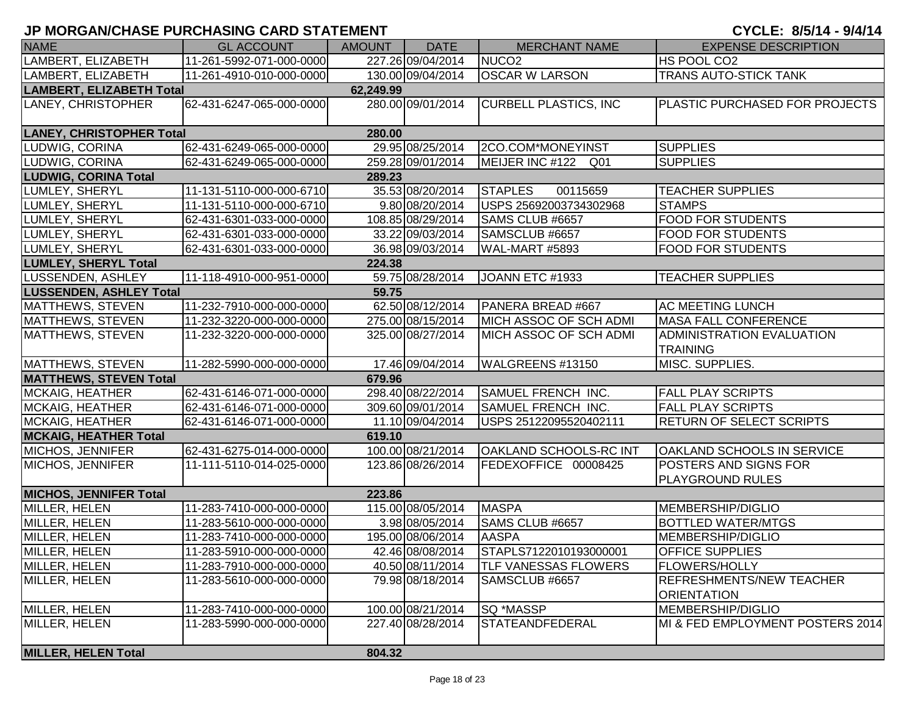# JP MORGAN/CHASE PURCHASING CARD STATEMENT

**CYCLE: 8/5/14 - 9/4/14**

| NAME | GL ACCOUNT | AMOUNT | DATE | MERCHANT NAME | EXPENSE DESCRIPTION |
|---|---|---|---|---|---|
| LAMBERT, ELIZABETH | 11-261-5992-071-000-0000 | 227.26 | 09/04/2014 | NUCO2 | HS POOL CO2 |
| LAMBERT, ELIZABETH | 11-261-4910-010-000-0000 | 130.00 | 09/04/2014 | OSCAR W LARSON | TRANS AUTO-STICK TANK |
| **LAMBERT, ELIZABETH Total** | | **62,249.99** | | | |
| LANEY, CHRISTOPHER | 62-431-6247-065-000-0000 | 280.00 | 09/01/2014 | CURBELL PLASTICS, INC | PLASTIC PURCHASED FOR PROJECTS |
| **LANEY, CHRISTOPHER Total** | | **280.00** | | | |
| LUDWIG, CORINA | 62-431-6249-065-000-0000 | 29.95 | 08/25/2014 | 2CO.COM*MONEYINST | SUPPLIES |
| LUDWIG, CORINA | 62-431-6249-065-000-0000 | 259.28 | 09/01/2014 | MEIJER INC #122 Q01 | SUPPLIES |
| **LUDWIG, CORINA Total** | | **289.23** | | | |
| LUMLEY, SHERYL | 11-131-5110-000-000-6710 | 35.53 | 08/20/2014 | STAPLES 00115659 | TEACHER SUPPLIES |
| LUMLEY, SHERYL | 11-131-5110-000-000-6710 | 9.80 | 08/20/2014 | USPS 25692003734302968 | STAMPS |
| LUMLEY, SHERYL | 62-431-6301-033-000-0000 | 108.85 | 08/29/2014 | SAMS CLUB #6657 | FOOD FOR STUDENTS |
| LUMLEY, SHERYL | 62-431-6301-033-000-0000 | 33.22 | 09/03/2014 | SAMSCLUB #6657 | FOOD FOR STUDENTS |
| LUMLEY, SHERYL | 62-431-6301-033-000-0000 | 36.98 | 09/03/2014 | WAL-MART #5893 | FOOD FOR STUDENTS |
| **LUMLEY, SHERYL Total** | | **224.38** | | | |
| LUSSENDEN, ASHLEY | 11-118-4910-000-951-0000 | 59.75 | 08/28/2014 | JOANN ETC #1933 | TEACHER SUPPLIES |
| **LUSSENDEN, ASHLEY Total** | | **59.75** | | | |
| MATTHEWS, STEVEN | 11-232-7910-000-000-0000 | 62.50 | 08/12/2014 | PANERA BREAD #667 | AC MEETING LUNCH |
| MATTHEWS, STEVEN | 11-232-3220-000-000-0000 | 275.00 | 08/15/2014 | MICH ASSOC OF SCH ADMI | MASA FALL CONFERENCE |
| MATTHEWS, STEVEN | 11-232-3220-000-000-0000 | 325.00 | 08/27/2014 | MICH ASSOC OF SCH ADMI | ADMINISTRATION EVALUATION TRAINING |
| MATTHEWS, STEVEN | 11-282-5990-000-000-0000 | 17.46 | 09/04/2014 | WALGREENS #13150 | MISC. SUPPLIES. |
| **MATTHEWS, STEVEN Total** | | **679.96** | | | |
| MCKAIG, HEATHER | 62-431-6146-071-000-0000 | 298.40 | 08/22/2014 | SAMUEL FRENCH INC. | FALL PLAY SCRIPTS |
| MCKAIG, HEATHER | 62-431-6146-071-000-0000 | 309.60 | 09/01/2014 | SAMUEL FRENCH INC. | FALL PLAY SCRIPTS |
| MCKAIG, HEATHER | 62-431-6146-071-000-0000 | 11.10 | 09/04/2014 | USPS 25122095520402111 | RETURN OF SELECT SCRIPTS |
| **MCKAIG, HEATHER Total** | | **619.10** | | | |
| MICHOS, JENNIFER | 62-431-6275-014-000-0000 | 100.00 | 08/21/2014 | OAKLAND SCHOOLS-RC INT | OAKLAND SCHOOLS IN SERVICE |
| MICHOS, JENNIFER | 11-111-5110-014-025-0000 | 123.86 | 08/26/2014 | FEDEXOFFICE 00008425 | POSTERS AND SIGNS FOR PLAYGROUND RULES |
| **MICHOS, JENNIFER Total** | | **223.86** | | | |
| MILLER, HELEN | 11-283-7410-000-000-0000 | 115.00 | 08/05/2014 | MASPA | MEMBERSHIP/DIGLIO |
| MILLER, HELEN | 11-283-5610-000-000-0000 | 3.98 | 08/05/2014 | SAMS CLUB #6657 | BOTTLED WATER/MTGS |
| MILLER, HELEN | 11-283-7410-000-000-0000 | 195.00 | 08/06/2014 | AASPA | MEMBERSHIP/DIGLIO |
| MILLER, HELEN | 11-283-5910-000-000-0000 | 42.46 | 08/08/2014 | STAPLS7122010193000001 | OFFICE SUPPLIES |
| MILLER, HELEN | 11-283-7910-000-000-0000 | 40.50 | 08/11/2014 | TLF VANESSAS FLOWERS | FLOWERS/HOLLY |
| MILLER, HELEN | 11-283-5610-000-000-0000 | 79.98 | 08/18/2014 | SAMSCLUB #6657 | REFRESHMENTS/NEW TEACHER ORIENTATION |
| MILLER, HELEN | 11-283-7410-000-000-0000 | 100.00 | 08/21/2014 | SQ *MASSP | MEMBERSHIP/DIGLIO |
| MILLER, HELEN | 11-283-5990-000-000-0000 | 227.40 | 08/28/2014 | STATEANDFEDERAL | MI & FED EMPLOYMENT POSTERS 2014 |
| **MILLER, HELEN Total** | | **804.32** | | | |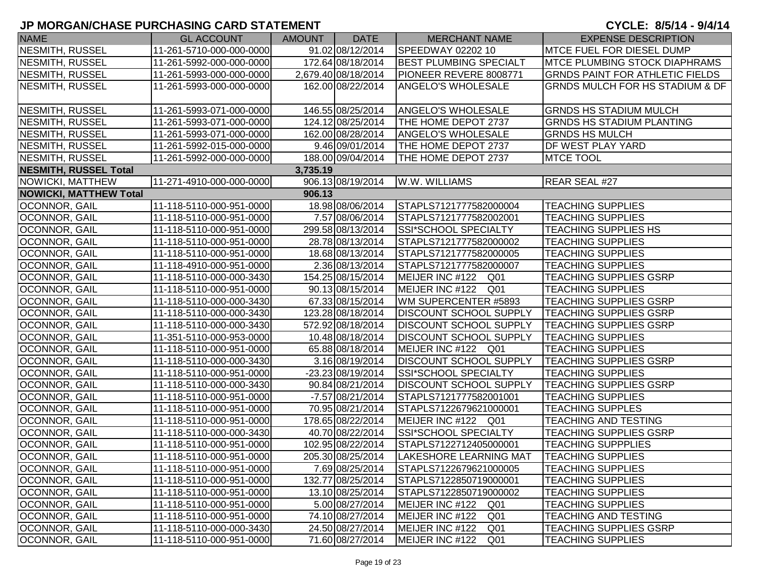## JP MORGAN/CHASE PURCHASING CARD STATEMENT

**CYCLE: 8/5/14 - 9/4/14**

| NAME | GL ACCOUNT | AMOUNT | DATE | MERCHANT NAME | EXPENSE DESCRIPTION |
|---|---|---|---|---|---|
| NESMITH, RUSSEL | 11-261-5710-000-000-0000 | 91.02 | 08/12/2014 | SPEEDWAY 02202 10 | MTCE FUEL FOR DIESEL DUMP |
| NESMITH, RUSSEL | 11-261-5992-000-000-0000 | 172.64 | 08/18/2014 | BEST PLUMBING SPECIALT | MTCE PLUMBING STOCK DIAPHRAMS |
| NESMITH, RUSSEL | 11-261-5993-000-000-0000 | 2,679.40 | 08/18/2014 | PIONEER REVERE 8008771 | GRNDS PAINT FOR ATHLETIC FIELDS |
| NESMITH, RUSSEL | 11-261-5993-000-000-0000 | 162.00 | 08/22/2014 | ANGELO'S WHOLESALE | GRNDS MULCH FOR HS STADIUM & DF |
| NESMITH, RUSSEL | 11-261-5993-071-000-0000 | 146.55 | 08/25/2014 | ANGELO'S WHOLESALE | GRNDS HS STADIUM MULCH |
| NESMITH, RUSSEL | 11-261-5993-071-000-0000 | 124.12 | 08/25/2014 | THE HOME DEPOT 2737 | GRNDS HS STADIUM PLANTING |
| NESMITH, RUSSEL | 11-261-5993-071-000-0000 | 162.00 | 08/28/2014 | ANGELO'S WHOLESALE | GRNDS HS MULCH |
| NESMITH, RUSSEL | 11-261-5992-015-000-0000 | 9.46 | 09/01/2014 | THE HOME DEPOT 2737 | DF WEST PLAY YARD |
| NESMITH, RUSSEL | 11-261-5992-000-000-0000 | 188.00 | 09/04/2014 | THE HOME DEPOT 2737 | MTCE TOOL |
| **NESMITH, RUSSEL Total** | | **3,735.19** | | | |
| NOWICKI, MATTHEW | 11-271-4910-000-000-0000 | 906.13 | 08/19/2014 | W.W. WILLIAMS | REAR SEAL #27 |
| **NOWICKI, MATTHEW Total** | | **906.13** | | | |
| OCONNOR, GAIL | 11-118-5110-000-951-0000 | 18.98 | 08/06/2014 | STAPLS7121777582000004 | TEACHING SUPPLIES |
| OCONNOR, GAIL | 11-118-5110-000-951-0000 | 7.57 | 08/06/2014 | STAPLS7121777582002001 | TEACHING SUPPLIES |
| OCONNOR, GAIL | 11-118-5110-000-951-0000 | 299.58 | 08/13/2014 | SSI*SCHOOL SPECIALTY | TEACHING SUPPLIES HS |
| OCONNOR, GAIL | 11-118-5110-000-951-0000 | 28.78 | 08/13/2014 | STAPLS7121777582000002 | TEACHING SUPPLIES |
| OCONNOR, GAIL | 11-118-5110-000-951-0000 | 18.68 | 08/13/2014 | STAPLS7121777582000005 | TEACHING SUPPLIES |
| OCONNOR, GAIL | 11-118-4910-000-951-0000 | 2.36 | 08/13/2014 | STAPLS7121777582000007 | TEACHING SUPPLIES |
| OCONNOR, GAIL | 11-118-5110-000-000-3430 | 154.25 | 08/15/2014 | MEIJER INC #122 Q01 | TEACHING SUPPLIES GSRP |
| OCONNOR, GAIL | 11-118-5110-000-951-0000 | 90.13 | 08/15/2014 | MEIJER INC #122 Q01 | TEACHING SUPPLIES |
| OCONNOR, GAIL | 11-118-5110-000-000-3430 | 67.33 | 08/15/2014 | WM SUPERCENTER #5893 | TEACHING SUPPLIES GSRP |
| OCONNOR, GAIL | 11-118-5110-000-000-3430 | 123.28 | 08/18/2014 | DISCOUNT SCHOOL SUPPLY | TEACHING SUPPLIES GSRP |
| OCONNOR, GAIL | 11-118-5110-000-000-3430 | 572.92 | 08/18/2014 | DISCOUNT SCHOOL SUPPLY | TEACHING SUPPLIES GSRP |
| OCONNOR, GAIL | 11-351-5110-000-953-0000 | 10.48 | 08/18/2014 | DISCOUNT SCHOOL SUPPLY | TEACHING SUPPLIES |
| OCONNOR, GAIL | 11-118-5110-000-951-0000 | 65.88 | 08/18/2014 | MEIJER INC #122 Q01 | TEACHING SUPPLIES |
| OCONNOR, GAIL | 11-118-5110-000-000-3430 | 3.16 | 08/19/2014 | DISCOUNT SCHOOL SUPPLY | TEACHING SUPPLIES GSRP |
| OCONNOR, GAIL | 11-118-5110-000-951-0000 | -23.23 | 08/19/2014 | SSI*SCHOOL SPECIALTY | TEACHING SUPPLIES |
| OCONNOR, GAIL | 11-118-5110-000-000-3430 | 90.84 | 08/21/2014 | DISCOUNT SCHOOL SUPPLY | TEACHING SUPPLIES GSRP |
| OCONNOR, GAIL | 11-118-5110-000-951-0000 | -7.57 | 08/21/2014 | STAPLS7121777582001001 | TEACHING SUPPLIES |
| OCONNOR, GAIL | 11-118-5110-000-951-0000 | 70.95 | 08/21/2014 | STAPLS7122679621000001 | TEACHING SUPPLES |
| OCONNOR, GAIL | 11-118-5110-000-951-0000 | 178.65 | 08/22/2014 | MEIJER INC #122 Q01 | TEACHING AND TESTING |
| OCONNOR, GAIL | 11-118-5110-000-000-3430 | 40.70 | 08/22/2014 | SSI*SCHOOL SPECIALTY | TEACHING SUPPLIES GSRP |
| OCONNOR, GAIL | 11-118-5110-000-951-0000 | 102.95 | 08/22/2014 | STAPLS7122712405000001 | TEACHING SUPPPLIES |
| OCONNOR, GAIL | 11-118-5110-000-951-0000 | 205.30 | 08/25/2014 | LAKESHORE LEARNING MAT | TEACHING SUPPLIES |
| OCONNOR, GAIL | 11-118-5110-000-951-0000 | 7.69 | 08/25/2014 | STAPLS7122679621000005 | TEACHING SUPPLIES |
| OCONNOR, GAIL | 11-118-5110-000-951-0000 | 132.77 | 08/25/2014 | STAPLS7122850719000001 | TEACHING SUPPLIES |
| OCONNOR, GAIL | 11-118-5110-000-951-0000 | 13.10 | 08/25/2014 | STAPLS7122850719000002 | TEACHING SUPPLIES |
| OCONNOR, GAIL | 11-118-5110-000-951-0000 | 5.00 | 08/27/2014 | MEIJER INC #122 Q01 | TEACHING SUPPLIES |
| OCONNOR, GAIL | 11-118-5110-000-951-0000 | 74.10 | 08/27/2014 | MEIJER INC #122 Q01 | TEACHING AND TESTING |
| OCONNOR, GAIL | 11-118-5110-000-000-3430 | 24.50 | 08/27/2014 | MEIJER INC #122 Q01 | TEACHING SUPPLIES GSRP |
| OCONNOR, GAIL | 11-118-5110-000-951-0000 | 71.60 | 08/27/2014 | MEIJER INC #122 Q01 | TEACHING SUPPLIES |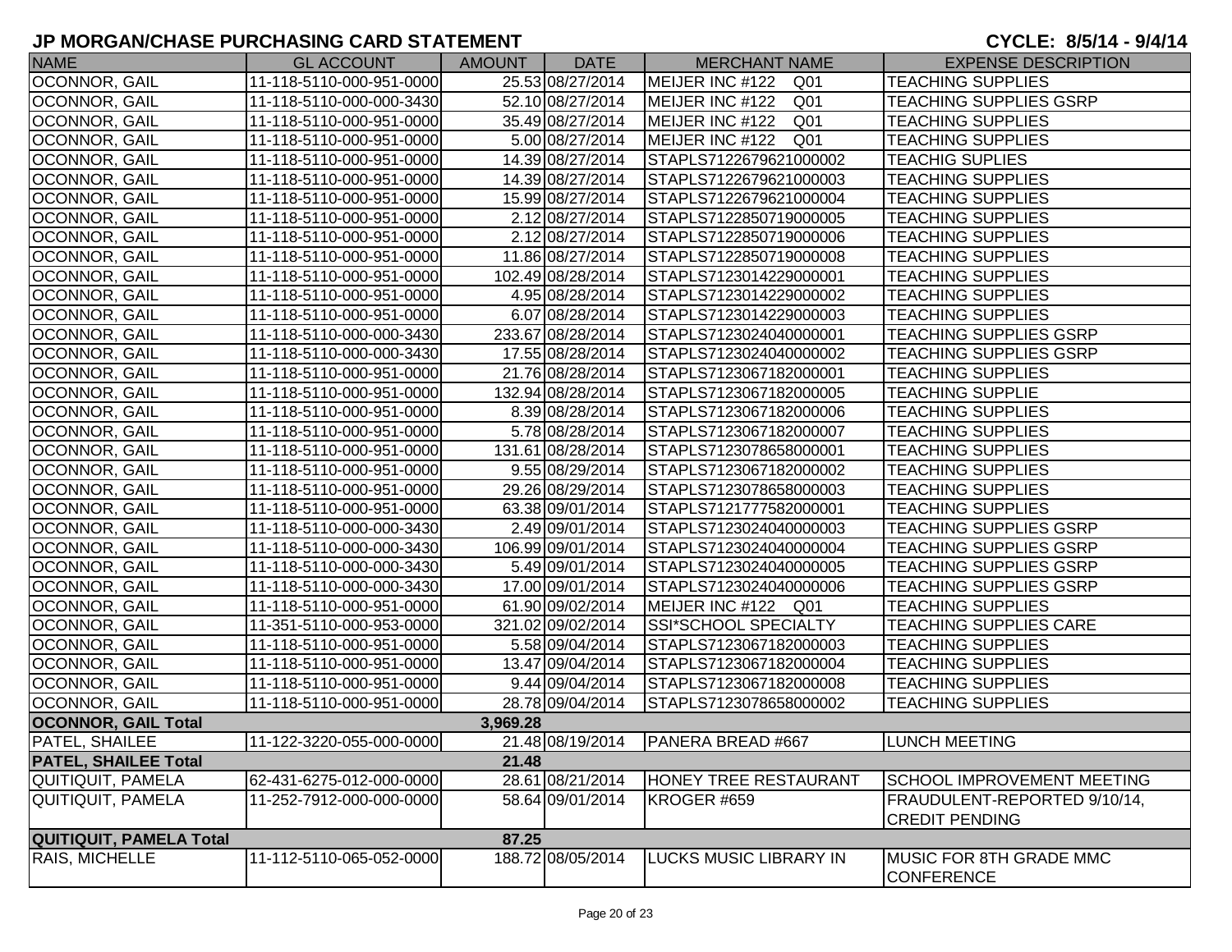# JP MORGAN/CHASE PURCHASING CARD STATEMENT

**CYCLE: 8/5/14 - 9/4/14**

| NAME | GL ACCOUNT | AMOUNT | DATE | MERCHANT NAME | EXPENSE DESCRIPTION |
|---|---|---|---|---|---|
| OCONNOR, GAIL | 11-118-5110-000-951-0000 | 25.53 | 08/27/2014 | MEIJER INC #122 Q01 | TEACHING SUPPLIES |
| OCONNOR, GAIL | 11-118-5110-000-000-3430 | 52.10 | 08/27/2014 | MEIJER INC #122 Q01 | TEACHING SUPPLIES GSRP |
| OCONNOR, GAIL | 11-118-5110-000-951-0000 | 35.49 | 08/27/2014 | MEIJER INC #122 Q01 | TEACHING SUPPLIES |
| OCONNOR, GAIL | 11-118-5110-000-951-0000 | 5.00 | 08/27/2014 | MEIJER INC #122 Q01 | TEACHING SUPPLIES |
| OCONNOR, GAIL | 11-118-5110-000-951-0000 | 14.39 | 08/27/2014 | STAPLS7122679621000002 | TEACHIG SUPLIES |
| OCONNOR, GAIL | 11-118-5110-000-951-0000 | 14.39 | 08/27/2014 | STAPLS7122679621000003 | TEACHING SUPPLIES |
| OCONNOR, GAIL | 11-118-5110-000-951-0000 | 15.99 | 08/27/2014 | STAPLS7122679621000004 | TEACHING SUPPLIES |
| OCONNOR, GAIL | 11-118-5110-000-951-0000 | 2.12 | 08/27/2014 | STAPLS7122850719000005 | TEACHING SUPPLIES |
| OCONNOR, GAIL | 11-118-5110-000-951-0000 | 2.12 | 08/27/2014 | STAPLS7122850719000006 | TEACHING SUPPLIES |
| OCONNOR, GAIL | 11-118-5110-000-951-0000 | 11.86 | 08/27/2014 | STAPLS7122850719000008 | TEACHING SUPPLIES |
| OCONNOR, GAIL | 11-118-5110-000-951-0000 | 102.49 | 08/28/2014 | STAPLS7123014229000001 | TEACHING SUPPLIES |
| OCONNOR, GAIL | 11-118-5110-000-951-0000 | 4.95 | 08/28/2014 | STAPLS7123014229000002 | TEACHING SUPPLIES |
| OCONNOR, GAIL | 11-118-5110-000-951-0000 | 6.07 | 08/28/2014 | STAPLS7123014229000003 | TEACHING SUPPLIES |
| OCONNOR, GAIL | 11-118-5110-000-000-3430 | 233.67 | 08/28/2014 | STAPLS7123024040000001 | TEACHING SUPPLIES GSRP |
| OCONNOR, GAIL | 11-118-5110-000-000-3430 | 17.55 | 08/28/2014 | STAPLS7123024040000002 | TEACHING SUPPLIES GSRP |
| OCONNOR, GAIL | 11-118-5110-000-951-0000 | 21.76 | 08/28/2014 | STAPLS7123067182000001 | TEACHING SUPPLIES |
| OCONNOR, GAIL | 11-118-5110-000-951-0000 | 132.94 | 08/28/2014 | STAPLS7123067182000005 | TEACHING SUPPLIE |
| OCONNOR, GAIL | 11-118-5110-000-951-0000 | 8.39 | 08/28/2014 | STAPLS7123067182000006 | TEACHING SUPPLIES |
| OCONNOR, GAIL | 11-118-5110-000-951-0000 | 5.78 | 08/28/2014 | STAPLS7123067182000007 | TEACHING SUPPLIES |
| OCONNOR, GAIL | 11-118-5110-000-951-0000 | 131.61 | 08/28/2014 | STAPLS7123078658000001 | TEACHING SUPPLIES |
| OCONNOR, GAIL | 11-118-5110-000-951-0000 | 9.55 | 08/29/2014 | STAPLS7123067182000002 | TEACHING SUPPLIES |
| OCONNOR, GAIL | 11-118-5110-000-951-0000 | 29.26 | 08/29/2014 | STAPLS7123078658000003 | TEACHING SUPPLIES |
| OCONNOR, GAIL | 11-118-5110-000-951-0000 | 63.38 | 09/01/2014 | STAPLS7121775820000001 | TEACHING SUPPLIES |
| OCONNOR, GAIL | 11-118-5110-000-000-3430 | 2.49 | 09/01/2014 | STAPLS7123024040000003 | TEACHING SUPPLIES GSRP |
| OCONNOR, GAIL | 11-118-5110-000-000-3430 | 106.99 | 09/01/2014 | STAPLS7123024040000004 | TEACHING SUPPLIES GSRP |
| OCONNOR, GAIL | 11-118-5110-000-000-3430 | 5.49 | 09/01/2014 | STAPLS7123024040000005 | TEACHING SUPPLIES GSRP |
| OCONNOR, GAIL | 11-118-5110-000-000-3430 | 17.00 | 09/01/2014 | STAPLS7123024040000006 | TEACHING SUPPLIES GSRP |
| OCONNOR, GAIL | 11-118-5110-000-951-0000 | 61.90 | 09/02/2014 | MEIJER INC #122 Q01 | TEACHING SUPPLIES |
| OCONNOR, GAIL | 11-351-5110-000-953-0000 | 321.02 | 09/02/2014 | SSI*SCHOOL SPECIALTY | TEACHING SUPPLIES CARE |
| OCONNOR, GAIL | 11-118-5110-000-951-0000 | 5.58 | 09/04/2014 | STAPLS7123067182000003 | TEACHING SUPPLIES |
| OCONNOR, GAIL | 11-118-5110-000-951-0000 | 13.47 | 09/04/2014 | STAPLS7123067182000004 | TEACHING SUPPLIES |
| OCONNOR, GAIL | 11-118-5110-000-951-0000 | 9.44 | 09/04/2014 | STAPLS7123067182000008 | TEACHING SUPPLIES |
| OCONNOR, GAIL | 11-118-5110-000-951-0000 | 28.78 | 09/04/2014 | STAPLS7123078658000002 | TEACHING SUPPLIES |
| **OCONNOR, GAIL Total** | | **3,969.28** | | | |
| PATEL, SHAILEE | 11-122-3220-055-000-0000 | 21.48 | 08/19/2014 | PANERA BREAD #667 | LUNCH MEETING |
| **PATEL, SHAILEE Total** | | **21.48** | | | |
| QUITIQUIT, PAMELA | 62-431-6275-012-000-0000 | 28.61 | 08/21/2014 | HONEY TREE RESTAURANT | SCHOOL IMPROVEMENT MEETING |
| QUITIQUIT, PAMELA | 11-252-7912-000-000-0000 | 58.64 | 09/01/2014 | KROGER #659 | FRAUDULENT-REPORTED 9/10/14, CREDIT PENDING |
| **QUITIQUIT, PAMELA Total** | | **87.25** | | | |
| RAIS, MICHELLE | 11-112-5110-065-052-0000 | 188.72 | 08/05/2014 | LUCKS MUSIC LIBRARY IN | MUSIC FOR 8TH GRADE MMC CONFERENCE |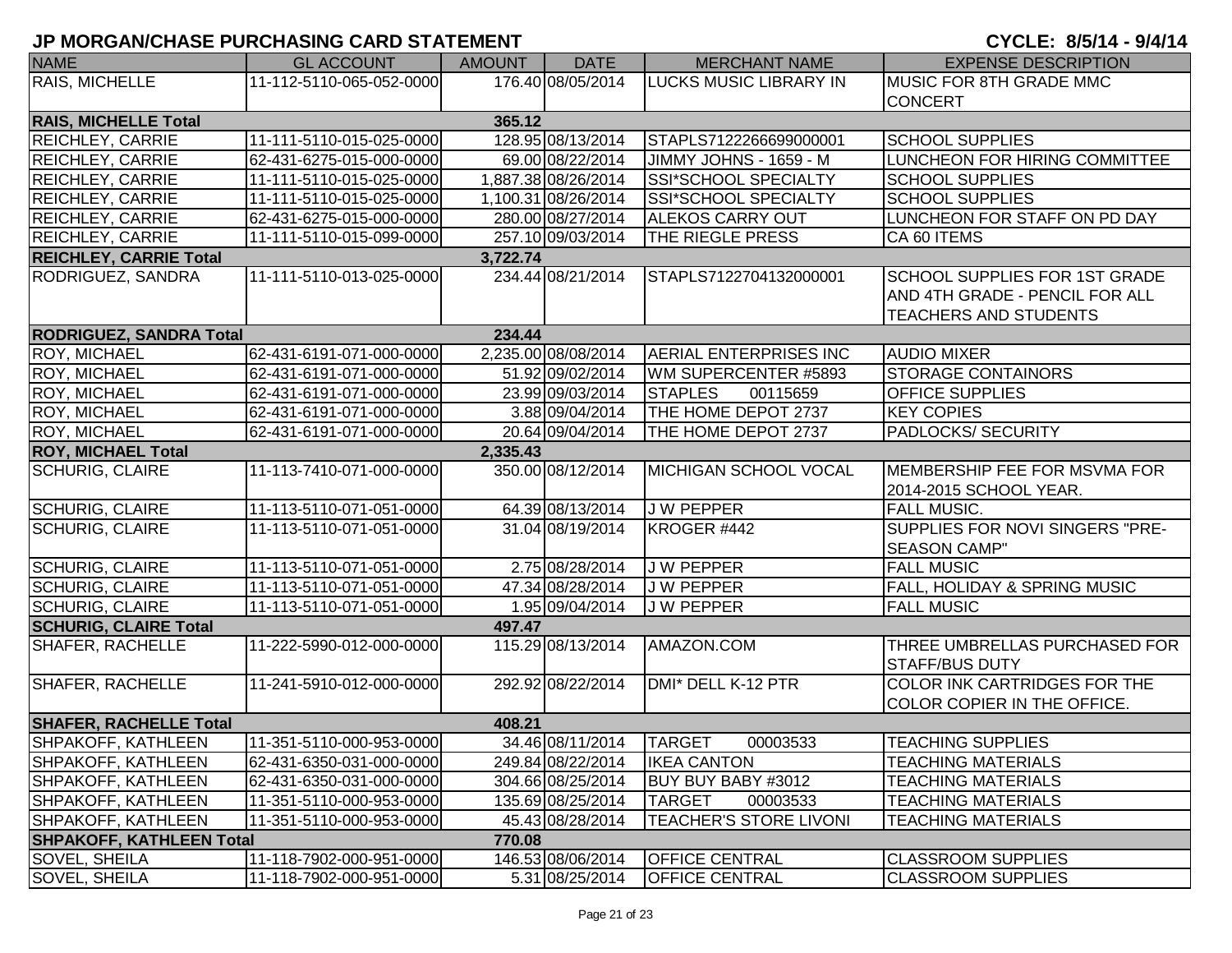# JP MORGAN/CHASE PURCHASING CARD STATEMENT

CYCLE: 8/5/14 - 9/4/14

| NAME | GL ACCOUNT | AMOUNT | DATE | MERCHANT NAME | EXPENSE DESCRIPTION |
|---|---|---|---|---|---|
| RAIS, MICHELLE | 11-112-5110-065-052-0000 | 176.40 | 08/05/2014 | LUCKS MUSIC LIBRARY IN | MUSIC FOR 8TH GRADE MMC CONCERT |
| **RAIS, MICHELLE Total** | | **365.12** | | | |
| REICHLEY, CARRIE | 11-111-5110-015-025-0000 | 128.95 | 08/13/2014 | STAPLS7122266699000001 | SCHOOL SUPPLIES |
| REICHLEY, CARRIE | 62-431-6275-015-000-0000 | 69.00 | 08/22/2014 | JIMMY JOHNS - 1659 - M | LUNCHEON FOR HIRING COMMITTEE |
| REICHLEY, CARRIE | 11-111-5110-015-025-0000 | 1,887.38 | 08/26/2014 | SSI*SCHOOL SPECIALTY | SCHOOL SUPPLIES |
| REICHLEY, CARRIE | 11-111-5110-015-025-0000 | 1,100.31 | 08/26/2014 | SSI*SCHOOL SPECIALTY | SCHOOL SUPPLIES |
| REICHLEY, CARRIE | 62-431-6275-015-000-0000 | 280.00 | 08/27/2014 | ALEKOS CARRY OUT | LUNCHEON FOR STAFF ON PD DAY |
| REICHLEY, CARRIE | 11-111-5110-015-099-0000 | 257.10 | 09/03/2014 | THE RIEGLE PRESS | CA 60 ITEMS |
| **REICHLEY, CARRIE Total** | | **3,722.74** | | | |
| RODRIGUEZ, SANDRA | 11-111-5110-013-025-0000 | 234.44 | 08/21/2014 | STAPLS7122704132000001 | SCHOOL SUPPLIES FOR 1ST GRADE AND 4TH GRADE - PENCIL FOR ALL TEACHERS AND STUDENTS |
| **RODRIGUEZ, SANDRA Total** | | **234.44** | | | |
| ROY, MICHAEL | 62-431-6191-071-000-0000 | 2,235.00 | 08/08/2014 | AERIAL ENTERPRISES INC | AUDIO MIXER |
| ROY, MICHAEL | 62-431-6191-071-000-0000 | 51.92 | 09/02/2014 | WM SUPERCENTER #5893 | STORAGE CONTAINORS |
| ROY, MICHAEL | 62-431-6191-071-000-0000 | 23.99 | 09/03/2014 | STAPLES 00115659 | OFFICE SUPPLIES |
| ROY, MICHAEL | 62-431-6191-071-000-0000 | 3.88 | 09/04/2014 | THE HOME DEPOT 2737 | KEY COPIES |
| ROY, MICHAEL | 62-431-6191-071-000-0000 | 20.64 | 09/04/2014 | THE HOME DEPOT 2737 | PADLOCKS/ SECURITY |
| **ROY, MICHAEL Total** | | **2,335.43** | | | |
| SCHURIG, CLAIRE | 11-113-7410-071-000-0000 | 350.00 | 08/12/2014 | MICHIGAN SCHOOL VOCAL | MEMBERSHIP FEE FOR MSVMA FOR 2014-2015 SCHOOL YEAR. |
| SCHURIG, CLAIRE | 11-113-5110-071-051-0000 | 64.39 | 08/13/2014 | J W PEPPER | FALL MUSIC. |
| SCHURIG, CLAIRE | 11-113-5110-071-051-0000 | 31.04 | 08/19/2014 | KROGER #442 | SUPPLIES FOR NOVI SINGERS "PRE-SEASON CAMP" |
| SCHURIG, CLAIRE | 11-113-5110-071-051-0000 | 2.75 | 08/28/2014 | J W PEPPER | FALL MUSIC |
| SCHURIG, CLAIRE | 11-113-5110-071-051-0000 | 47.34 | 08/28/2014 | J W PEPPER | FALL, HOLIDAY & SPRING MUSIC |
| SCHURIG, CLAIRE | 11-113-5110-071-051-0000 | 1.95 | 09/04/2014 | J W PEPPER | FALL MUSIC |
| **SCHURIG, CLAIRE Total** | | **497.47** | | | |
| SHAFER, RACHELLE | 11-222-5990-012-000-0000 | 115.29 | 08/13/2014 | AMAZON.COM | THREE UMBRELLAS PURCHASED FOR STAFF/BUS DUTY |
| SHAFER, RACHELLE | 11-241-5910-012-000-0000 | 292.92 | 08/22/2014 | DMI* DELL K-12 PTR | COLOR INK CARTRIDGES FOR THE COLOR COPIER IN THE OFFICE. |
| **SHAFER, RACHELLE Total** | | **408.21** | | | |
| SHPAKOFF, KATHLEEN | 11-351-5110-000-953-0000 | 34.46 | 08/11/2014 | TARGET 00003533 | TEACHING SUPPLIES |
| SHPAKOFF, KATHLEEN | 62-431-6350-031-000-0000 | 249.84 | 08/22/2014 | IKEA CANTON | TEACHING MATERIALS |
| SHPAKOFF, KATHLEEN | 62-431-6350-031-000-0000 | 304.66 | 08/25/2014 | BUY BUY BABY #3012 | TEACHING MATERIALS |
| SHPAKOFF, KATHLEEN | 11-351-5110-000-953-0000 | 135.69 | 08/25/2014 | TARGET 00003533 | TEACHING MATERIALS |
| SHPAKOFF, KATHLEEN | 11-351-5110-000-953-0000 | 45.43 | 08/28/2014 | TEACHER'S STORE LIVONI | TEACHING MATERIALS |
| **SHPAKOFF, KATHLEEN Total** | | **770.08** | | | |
| SOVEL, SHEILA | 11-118-7902-000-951-0000 | 146.53 | 08/06/2014 | OFFICE CENTRAL | CLASSROOM SUPPLIES |
| SOVEL, SHEILA | 11-118-7902-000-951-0000 | 5.31 | 08/25/2014 | OFFICE CENTRAL | CLASSROOM SUPPLIES |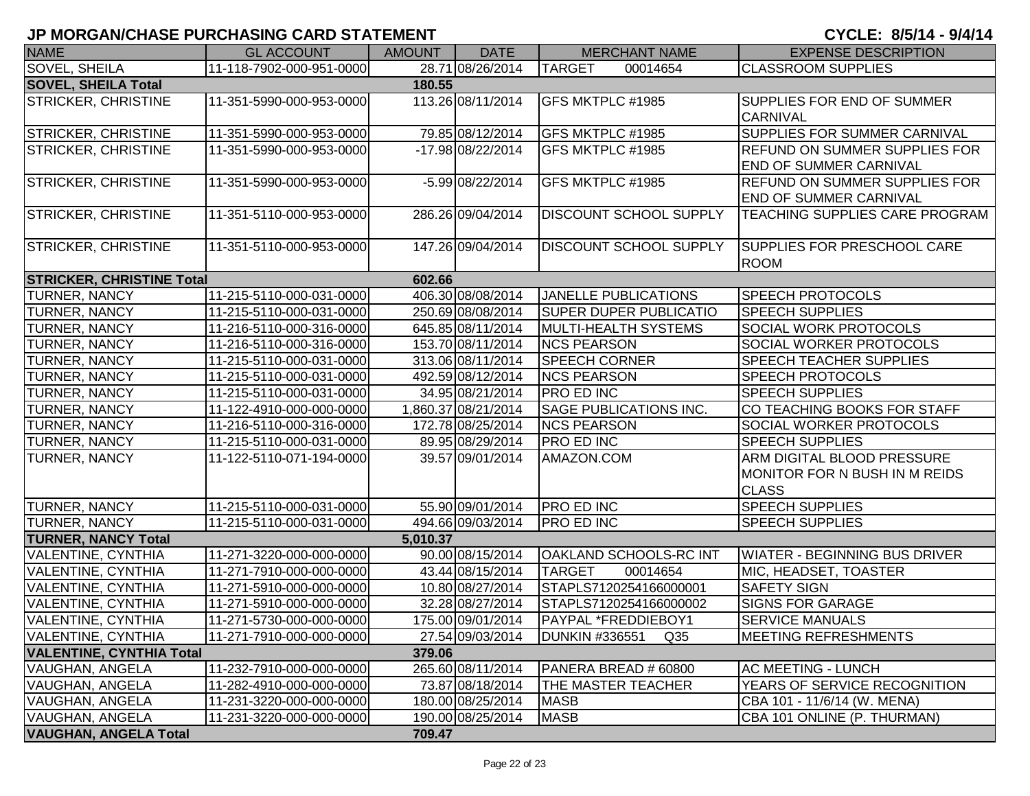## JP MORGAN/CHASE PURCHASING CARD STATEMENT

**CYCLE: 8/5/14 - 9/4/14**

| NAME | GL ACCOUNT | AMOUNT | DATE | MERCHANT NAME | EXPENSE DESCRIPTION |
|---|---|---|---|---|---|
| SOVEL, SHEILA | 11-118-7902-000-951-0000 | 28.71 | 08/26/2014 | TARGET 00014654 | CLASSROOM SUPPLIES |
| **SOVEL, SHEILA Total** | | **180.55** | | | |
| STRICKER, CHRISTINE | 11-351-5990-000-953-0000 | 113.26 | 08/11/2014 | GFS MKTPLC #1985 | SUPPLIES FOR END OF SUMMER CARNIVAL |
| STRICKER, CHRISTINE | 11-351-5990-000-953-0000 | 79.85 | 08/12/2014 | GFS MKTPLC #1985 | SUPPLIES FOR SUMMER CARNIVAL |
| STRICKER, CHRISTINE | 11-351-5990-000-953-0000 | -17.98 | 08/22/2014 | GFS MKTPLC #1985 | REFUND ON SUMMER SUPPLIES FOR END OF SUMMER CARNIVAL |
| STRICKER, CHRISTINE | 11-351-5990-000-953-0000 | -5.99 | 08/22/2014 | GFS MKTPLC #1985 | REFUND ON SUMMER SUPPLIES FOR END OF SUMMER CARNIVAL |
| STRICKER, CHRISTINE | 11-351-5110-000-953-0000 | 286.26 | 09/04/2014 | DISCOUNT SCHOOL SUPPLY | TEACHING SUPPLIES CARE PROGRAM |
| STRICKER, CHRISTINE | 11-351-5110-000-953-0000 | 147.26 | 09/04/2014 | DISCOUNT SCHOOL SUPPLY | SUPPLIES FOR PRESCHOOL CARE ROOM |
| **STRICKER, CHRISTINE Total** | | **602.66** | | | |
| TURNER, NANCY | 11-215-5110-000-031-0000 | 406.30 | 08/08/2014 | JANELLE PUBLICATIONS | SPEECH PROTOCOLS |
| TURNER, NANCY | 11-215-5110-000-031-0000 | 250.69 | 08/08/2014 | SUPER DUPER PUBLICATIO | SPEECH SUPPLIES |
| TURNER, NANCY | 11-216-5110-000-316-0000 | 645.85 | 08/11/2014 | MULTI-HEALTH SYSTEMS | SOCIAL WORK PROTOCOLS |
| TURNER, NANCY | 11-216-5110-000-316-0000 | 153.70 | 08/11/2014 | NCS PEARSON | SOCIAL WORKER PROTOCOLS |
| TURNER, NANCY | 11-215-5110-000-031-0000 | 313.06 | 08/11/2014 | SPEECH CORNER | SPEECH TEACHER SUPPLIES |
| TURNER, NANCY | 11-215-5110-000-031-0000 | 492.59 | 08/12/2014 | NCS PEARSON | SPEECH PROTOCOLS |
| TURNER, NANCY | 11-215-5110-000-031-0000 | 34.95 | 08/21/2014 | PRO ED INC | SPEECH SUPPLIES |
| TURNER, NANCY | 11-122-4910-000-000-0000 | 1,860.37 | 08/21/2014 | SAGE PUBLICATIONS INC. | CO TEACHING BOOKS FOR STAFF |
| TURNER, NANCY | 11-216-5110-000-316-0000 | 172.78 | 08/25/2014 | NCS PEARSON | SOCIAL WORKER PROTOCOLS |
| TURNER, NANCY | 11-215-5110-000-031-0000 | 89.95 | 08/29/2014 | PRO ED INC | SPEECH SUPPLIES |
| TURNER, NANCY | 11-122-5110-071-194-0000 | 39.57 | 09/01/2014 | AMAZON.COM | ARM DIGITAL BLOOD PRESSURE MONITOR FOR N BUSH IN M REIDS CLASS |
| TURNER, NANCY | 11-215-5110-000-031-0000 | 55.90 | 09/01/2014 | PRO ED INC | SPEECH SUPPLIES |
| TURNER, NANCY | 11-215-5110-000-031-0000 | 494.66 | 09/03/2014 | PRO ED INC | SPEECH SUPPLIES |
| **TURNER, NANCY Total** | | **5,010.37** | | | |
| VALENTINE, CYNTHIA | 11-271-3220-000-000-0000 | 90.00 | 08/15/2014 | OAKLAND SCHOOLS-RC INT | WIATER - BEGINNING BUS DRIVER |
| VALENTINE, CYNTHIA | 11-271-7910-000-000-0000 | 43.44 | 08/15/2014 | TARGET 00014654 | MIC, HEADSET, TOASTER |
| VALENTINE, CYNTHIA | 11-271-5910-000-000-0000 | 10.80 | 08/27/2014 | STAPLS7120254166000001 | SAFETY SIGN |
| VALENTINE, CYNTHIA | 11-271-5910-000-000-0000 | 32.28 | 08/27/2014 | STAPLS7120254166000002 | SIGNS FOR GARAGE |
| VALENTINE, CYNTHIA | 11-271-5730-000-000-0000 | 175.00 | 09/01/2014 | PAYPAL *FREDDIEBOY1 | SERVICE MANUALS |
| VALENTINE, CYNTHIA | 11-271-7910-000-000-0000 | 27.54 | 09/03/2014 | DUNKIN #336551 Q35 | MEETING REFRESHMENTS |
| **VALENTINE, CYNTHIA Total** | | **379.06** | | | |
| VAUGHAN, ANGELA | 11-232-7910-000-000-0000 | 265.60 | 08/11/2014 | PANERA BREAD # 60800 | AC MEETING - LUNCH |
| VAUGHAN, ANGELA | 11-282-4910-000-000-0000 | 73.87 | 08/18/2014 | THE MASTER TEACHER | YEARS OF SERVICE RECOGNITION |
| VAUGHAN, ANGELA | 11-231-3220-000-000-0000 | 180.00 | 08/25/2014 | MASB | CBA 101 - 11/6/14 (W. MENA) |
| VAUGHAN, ANGELA | 11-231-3220-000-000-0000 | 190.00 | 08/25/2014 | MASB | CBA 101 ONLINE (P. THURMAN) |
| **VAUGHAN, ANGELA Total** | | **709.47** | | | |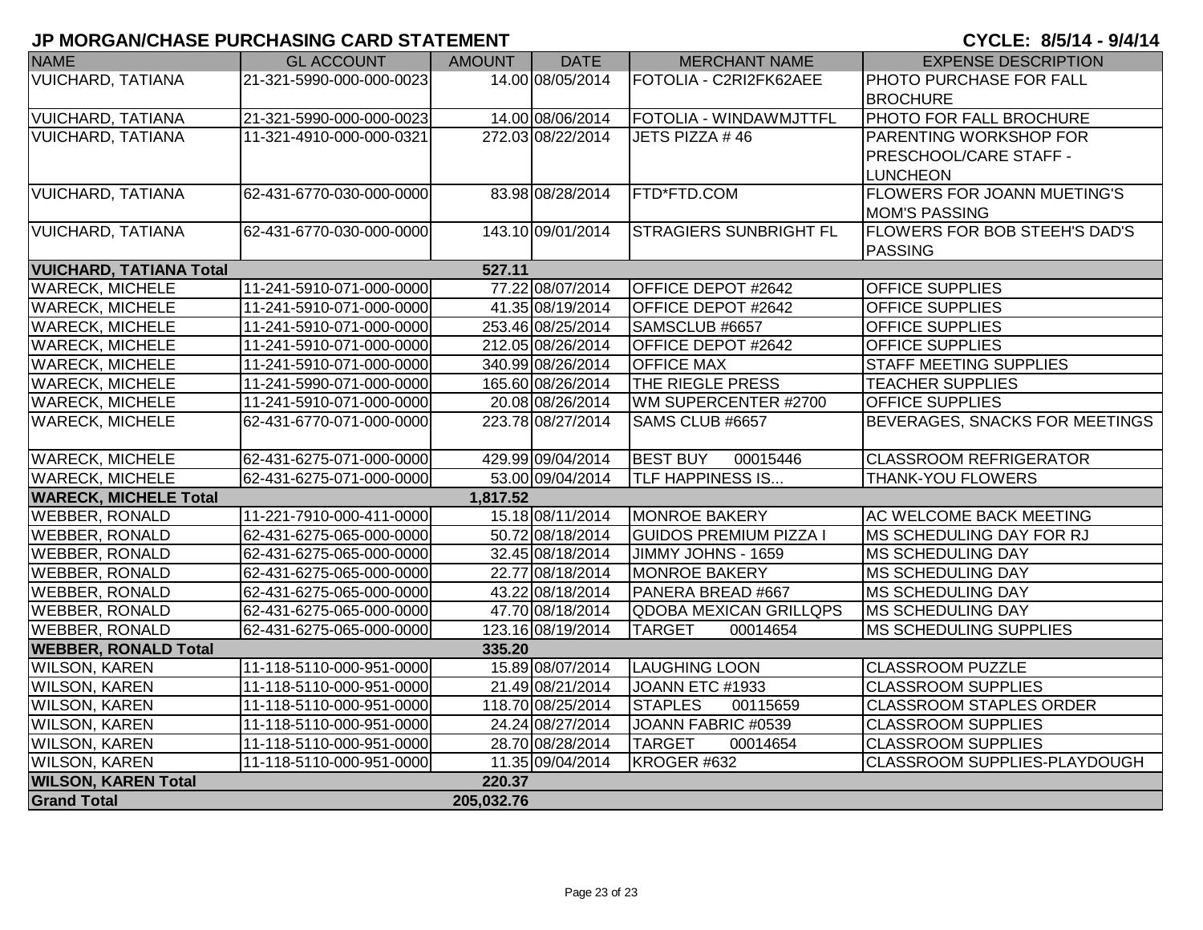# JP MORGAN/CHASE PURCHASING CARD STATEMENT

**CYCLE: 8/5/14 - 9/4/14**

| NAME | GL ACCOUNT | AMOUNT | DATE | MERCHANT NAME | EXPENSE DESCRIPTION |
|---|---|---|---|---|---|
| VUICHARD, TATIANA | 21-321-5990-000-000-0023 | 14.00 | 08/05/2014 | FOTOLIA - C2RI2FK62AEE | PHOTO PURCHASE FOR FALL BROCHURE |
| VUICHARD, TATIANA | 21-321-5990-000-000-0023 | 14.00 | 08/06/2014 | FOTOLIA - WINDAWMJTTFL | PHOTO FOR FALL BROCHURE |
| VUICHARD, TATIANA | 11-321-4910-000-000-0321 | 272.03 | 08/22/2014 | JETS PIZZA # 46 | PARENTING WORKSHOP FOR PRESCHOOL/CARE STAFF - LUNCHEON |
| VUICHARD, TATIANA | 62-431-6770-030-000-0000 | 83.98 | 08/28/2014 | FTD*FTD.COM | FLOWERS FOR JOANN MUETING'S MOM'S PASSING |
| VUICHARD, TATIANA | 62-431-6770-030-000-0000 | 143.10 | 09/01/2014 | STRAGIERS SUNBRIGHT FL | FLOWERS FOR BOB STEEH'S DAD'S PASSING |
| **VUICHARD, TATIANA Total** | | **527.11** | | | |
| WARECK, MICHELE | 11-241-5910-071-000-0000 | 77.22 | 08/07/2014 | OFFICE DEPOT #2642 | OFFICE SUPPLIES |
| WARECK, MICHELE | 11-241-5910-071-000-0000 | 41.35 | 08/19/2014 | OFFICE DEPOT #2642 | OFFICE SUPPLIES |
| WARECK, MICHELE | 11-241-5910-071-000-0000 | 253.46 | 08/25/2014 | SAMSCLUB #6657 | OFFICE SUPPLIES |
| WARECK, MICHELE | 11-241-5910-071-000-0000 | 212.05 | 08/26/2014 | OFFICE DEPOT #2642 | OFFICE SUPPLIES |
| WARECK, MICHELE | 11-241-5910-071-000-0000 | 340.99 | 08/26/2014 | OFFICE MAX | STAFF MEETING SUPPLIES |
| WARECK, MICHELE | 11-241-5990-071-000-0000 | 165.60 | 08/26/2014 | THE RIEGLE PRESS | TEACHER SUPPLIES |
| WARECK, MICHELE | 11-241-5910-071-000-0000 | 20.08 | 08/26/2014 | WM SUPERCENTER #2700 | OFFICE SUPPLIES |
| WARECK, MICHELE | 62-431-6770-071-000-0000 | 223.78 | 08/27/2014 | SAMS CLUB #6657 | BEVERAGES, SNACKS FOR MEETINGS |
| WARECK, MICHELE | 62-431-6275-071-000-0000 | 429.99 | 09/04/2014 | BEST BUY 00015446 | CLASSROOM REFRIGERATOR |
| WARECK, MICHELE | 62-431-6275-071-000-0000 | 53.00 | 09/04/2014 | TLF HAPPINESS IS... | THANK-YOU FLOWERS |
| **WARECK, MICHELE Total** | | **1,817.52** | | | |
| WEBBER, RONALD | 11-221-7910-000-411-0000 | 15.18 | 08/11/2014 | MONROE BAKERY | AC WELCOME BACK MEETING |
| WEBBER, RONALD | 62-431-6275-065-000-0000 | 50.72 | 08/18/2014 | GUIDOS PREMIUM PIZZA I | MS SCHEDULING DAY FOR RJ |
| WEBBER, RONALD | 62-431-6275-065-000-0000 | 32.45 | 08/18/2014 | JIMMY JOHNS - 1659 | MS SCHEDULING DAY |
| WEBBER, RONALD | 62-431-6275-065-000-0000 | 22.77 | 08/18/2014 | MONROE BAKERY | MS SCHEDULING DAY |
| WEBBER, RONALD | 62-431-6275-065-000-0000 | 43.22 | 08/18/2014 | PANERA BREAD #667 | MS SCHEDULING DAY |
| WEBBER, RONALD | 62-431-6275-065-000-0000 | 47.70 | 08/18/2014 | QDOBA MEXICAN GRILLQPS | MS SCHEDULING DAY |
| WEBBER, RONALD | 62-431-6275-065-000-0000 | 123.16 | 08/19/2014 | TARGET 00014654 | MS SCHEDULING SUPPLIES |
| **WEBBER, RONALD Total** | | **335.20** | | | |
| WILSON, KAREN | 11-118-5110-000-951-0000 | 15.89 | 08/07/2014 | LAUGHING LOON | CLASSROOM PUZZLE |
| WILSON, KAREN | 11-118-5110-000-951-0000 | 21.49 | 08/21/2014 | JOANN ETC #1933 | CLASSROOM SUPPLIES |
| WILSON, KAREN | 11-118-5110-000-951-0000 | 118.70 | 08/25/2014 | STAPLES 00115659 | CLASSROOM STAPLES ORDER |
| WILSON, KAREN | 11-118-5110-000-951-0000 | 24.24 | 08/27/2014 | JOANN FABRIC #0539 | CLASSROOM SUPPLIES |
| WILSON, KAREN | 11-118-5110-000-951-0000 | 28.70 | 08/28/2014 | TARGET 00014654 | CLASSROOM SUPPLIES |
| WILSON, KAREN | 11-118-5110-000-951-0000 | 11.35 | 09/04/2014 | KROGER #632 | CLASSROOM SUPPLIES-PLAYDOUGH |
| **WILSON, KAREN Total** | | **220.37** | | | |
| **Grand Total** | | **205,032.76** | | | |